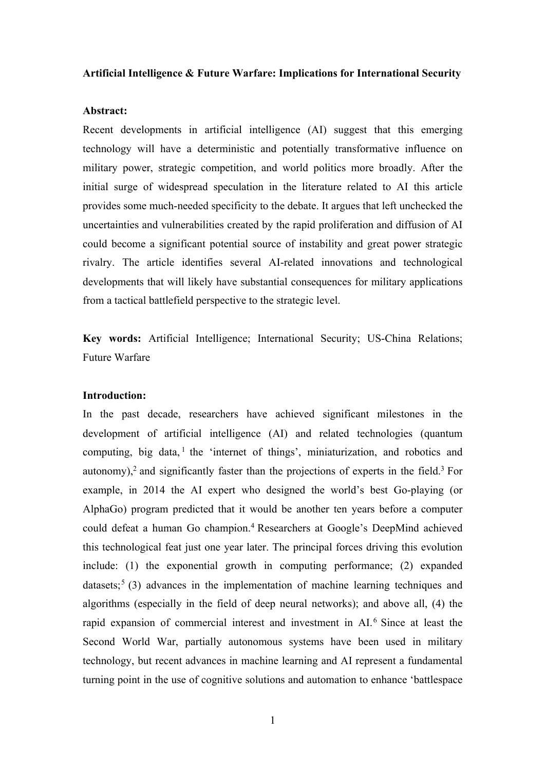**Artificial Intelligence & Future Warfare: Implications for International Security**

**Abstract:**

Recent developments in artificial intelligence (AI) suggest that this emerging technology will have a deterministic and potentially transformative influence on military power, strategic competition, and world politics more broadly. After the initial surge of widespread speculation in the literature related to AI this article provides some much-needed specificity to the debate. It argues that left unchecked the uncertainties and vulnerabilities created by the rapid proliferation and diffusion of AI could become a significant potential source of instability and great power strategic rivalry. The article identifies several AI-related innovations and technological developments that will likely have substantial consequences for military applications from a tactical battlefield perspective to the strategic level.

**Key words:** Artificial Intelligence; International Security; US-China Relations; Future Warfare

**Introduction:**

In the past decade, researchers have achieved significant milestones in the development of artificial intelligence (AI) and related technologies (quantum computing, big data,[1] the 'internet of things', miniaturization, and robotics and autonomy),[2] and significantly faster than the projections of experts in the field.[3] For example, in 2014 the AI expert who designed the world's best Go-playing (or AlphaGo) program predicted that it would be another ten years before a computer could defeat a human Go champion.[4] Researchers at Google's DeepMind achieved this technological feat just one year later. The principal forces driving this evolution include: (1) the exponential growth in computing performance; (2) expanded datasets;[5] (3) advances in the implementation of machine learning techniques and algorithms (especially in the field of deep neural networks); and above all, (4) the rapid expansion of commercial interest and investment in AI.[6] Since at least the Second World War, partially autonomous systems have been used in military technology, but recent advances in machine learning and AI represent a fundamental turning point in the use of cognitive solutions and automation to enhance 'battlespace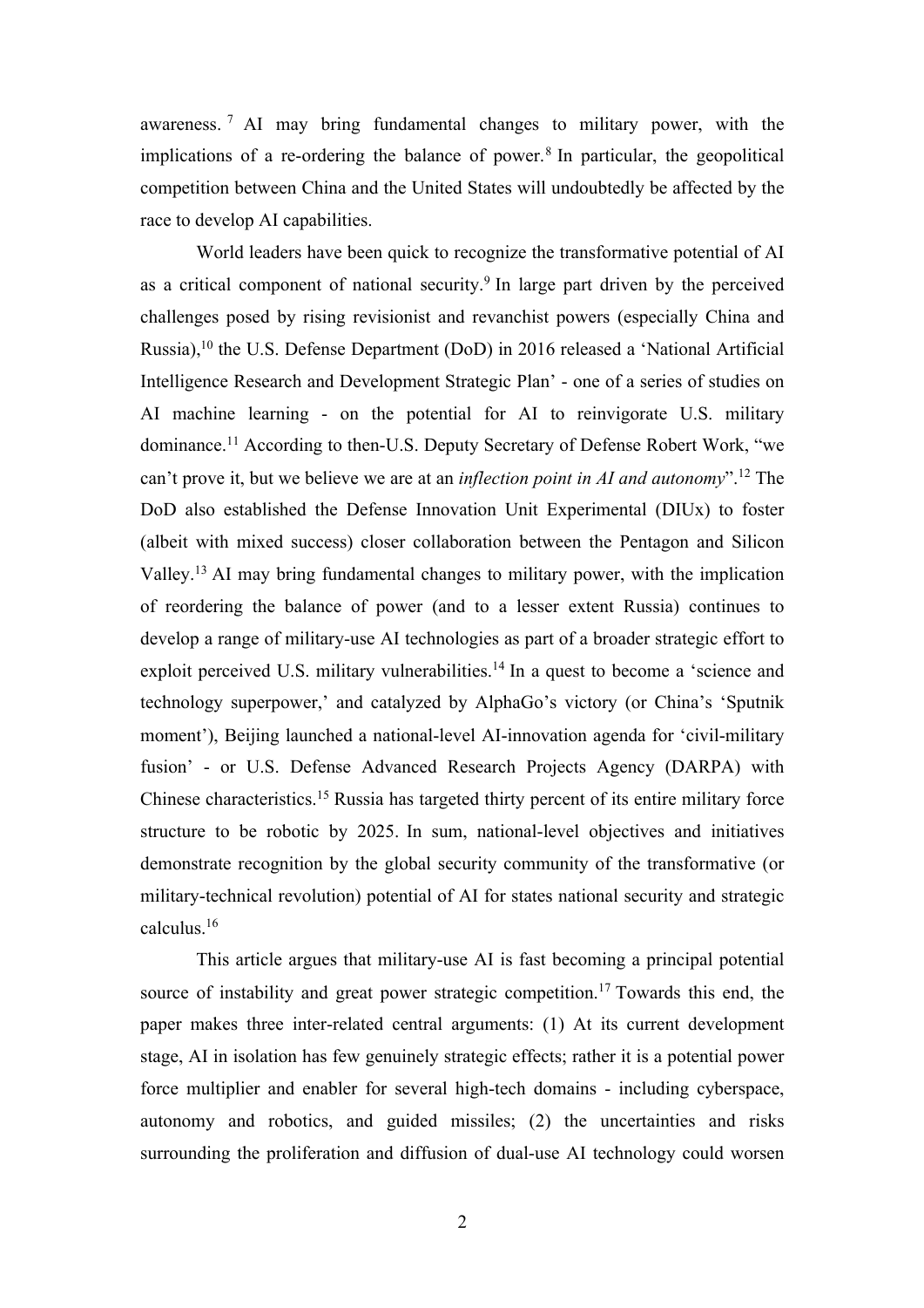awareness.[7] AI may bring fundamental changes to military power, with the implications of a re-ordering the balance of power.[8] In particular, the geopolitical competition between China and the United States will undoubtedly be affected by the race to develop AI capabilities.

World leaders have been quick to recognize the transformative potential of AI as a critical component of national security.[9] In large part driven by the perceived challenges posed by rising revisionist and revanchist powers (especially China and Russia),[10] the U.S. Defense Department (DoD) in 2016 released a 'National Artificial Intelligence Research and Development Strategic Plan' - one of a series of studies on AI machine learning - on the potential for AI to reinvigorate U.S. military dominance.[11] According to then-U.S. Deputy Secretary of Defense Robert Work, "we can't prove it, but we believe we are at an *inflection point in AI and autonomy*".[12] The DoD also established the Defense Innovation Unit Experimental (DIUx) to foster (albeit with mixed success) closer collaboration between the Pentagon and Silicon Valley.[13] AI may bring fundamental changes to military power, with the implication of reordering the balance of power (and to a lesser extent Russia) continues to develop a range of military-use AI technologies as part of a broader strategic effort to exploit perceived U.S. military vulnerabilities.[14] In a quest to become a 'science and technology superpower,' and catalyzed by AlphaGo's victory (or China's 'Sputnik moment'), Beijing launched a national-level AI-innovation agenda for 'civil-military fusion' - or U.S. Defense Advanced Research Projects Agency (DARPA) with Chinese characteristics.[15] Russia has targeted thirty percent of its entire military force structure to be robotic by 2025. In sum, national-level objectives and initiatives demonstrate recognition by the global security community of the transformative (or military-technical revolution) potential of AI for states national security and strategic calculus.[16]

This article argues that military-use AI is fast becoming a principal potential source of instability and great power strategic competition.[17] Towards this end, the paper makes three inter-related central arguments: (1) At its current development stage, AI in isolation has few genuinely strategic effects; rather it is a potential power force multiplier and enabler for several high-tech domains - including cyberspace, autonomy and robotics, and guided missiles; (2) the uncertainties and risks surrounding the proliferation and diffusion of dual-use AI technology could worsen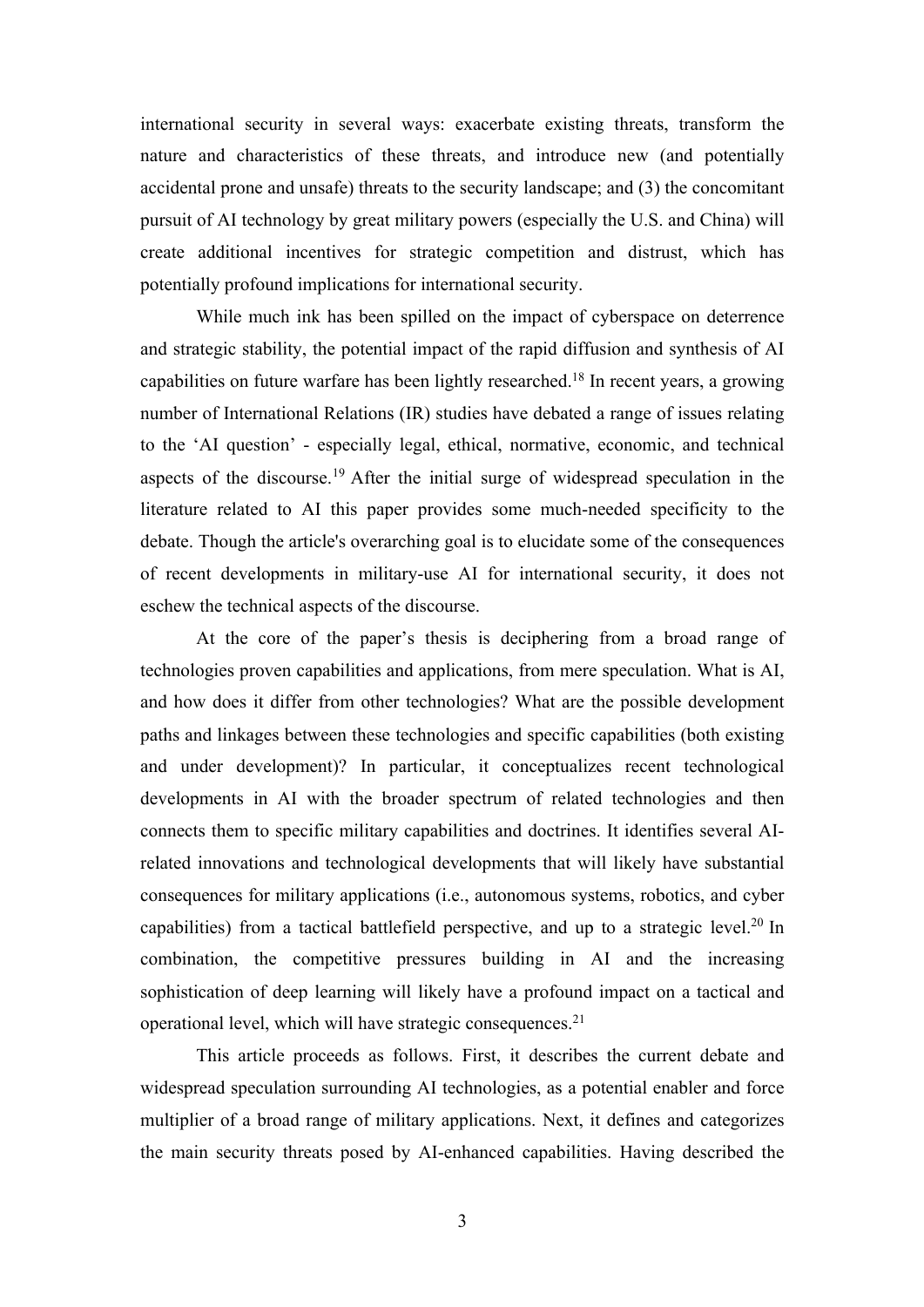international security in several ways: exacerbate existing threats, transform the nature and characteristics of these threats, and introduce new (and potentially accidental prone and unsafe) threats to the security landscape; and (3) the concomitant pursuit of AI technology by great military powers (especially the U.S. and China) will create additional incentives for strategic competition and distrust, which has potentially profound implications for international security.

While much ink has been spilled on the impact of cyberspace on deterrence and strategic stability, the potential impact of the rapid diffusion and synthesis of AI capabilities on future warfare has been lightly researched.[18] In recent years, a growing number of International Relations (IR) studies have debated a range of issues relating to the 'AI question' - especially legal, ethical, normative, economic, and technical aspects of the discourse.[19] After the initial surge of widespread speculation in the literature related to AI this paper provides some much-needed specificity to the debate. Though the article's overarching goal is to elucidate some of the consequences of recent developments in military-use AI for international security, it does not eschew the technical aspects of the discourse.

At the core of the paper's thesis is deciphering from a broad range of technologies proven capabilities and applications, from mere speculation. What is AI, and how does it differ from other technologies? What are the possible development paths and linkages between these technologies and specific capabilities (both existing and under development)? In particular, it conceptualizes recent technological developments in AI with the broader spectrum of related technologies and then connects them to specific military capabilities and doctrines. It identifies several AI-related innovations and technological developments that will likely have substantial consequences for military applications (i.e., autonomous systems, robotics, and cyber capabilities) from a tactical battlefield perspective, and up to a strategic level.[20] In combination, the competitive pressures building in AI and the increasing sophistication of deep learning will likely have a profound impact on a tactical and operational level, which will have strategic consequences.[21]

This article proceeds as follows. First, it describes the current debate and widespread speculation surrounding AI technologies, as a potential enabler and force multiplier of a broad range of military applications. Next, it defines and categorizes the main security threats posed by AI-enhanced capabilities. Having described the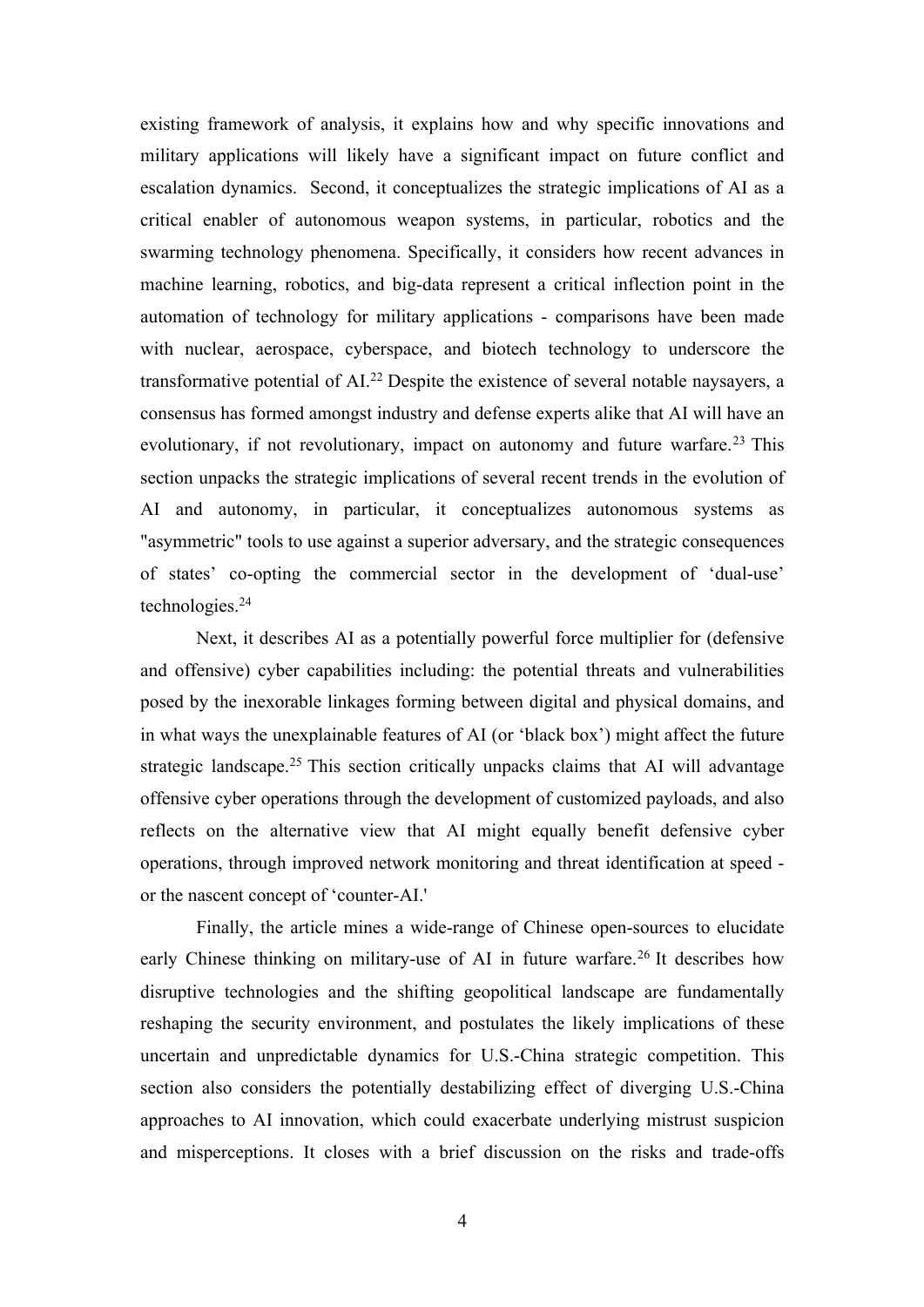existing framework of analysis, it explains how and why specific innovations and military applications will likely have a significant impact on future conflict and escalation dynamics. Second, it conceptualizes the strategic implications of AI as a critical enabler of autonomous weapon systems, in particular, robotics and the swarming technology phenomena. Specifically, it considers how recent advances in machine learning, robotics, and big-data represent a critical inflection point in the automation of technology for military applications - comparisons have been made with nuclear, aerospace, cyberspace, and biotech technology to underscore the transformative potential of AI.[22] Despite the existence of several notable naysayers, a consensus has formed amongst industry and defense experts alike that AI will have an evolutionary, if not revolutionary, impact on autonomy and future warfare.[23] This section unpacks the strategic implications of several recent trends in the evolution of AI and autonomy, in particular, it conceptualizes autonomous systems as "asymmetric" tools to use against a superior adversary, and the strategic consequences of states' co-opting the commercial sector in the development of 'dual-use' technologies.[24]

Next, it describes AI as a potentially powerful force multiplier for (defensive and offensive) cyber capabilities including: the potential threats and vulnerabilities posed by the inexorable linkages forming between digital and physical domains, and in what ways the unexplainable features of AI (or 'black box') might affect the future strategic landscape.[25] This section critically unpacks claims that AI will advantage offensive cyber operations through the development of customized payloads, and also reflects on the alternative view that AI might equally benefit defensive cyber operations, through improved network monitoring and threat identification at speed - or the nascent concept of 'counter-AI.'

Finally, the article mines a wide-range of Chinese open-sources to elucidate early Chinese thinking on military-use of AI in future warfare.[26] It describes how disruptive technologies and the shifting geopolitical landscape are fundamentally reshaping the security environment, and postulates the likely implications of these uncertain and unpredictable dynamics for U.S.-China strategic competition. This section also considers the potentially destabilizing effect of diverging U.S.-China approaches to AI innovation, which could exacerbate underlying mistrust suspicion and misperceptions. It closes with a brief discussion on the risks and trade-offs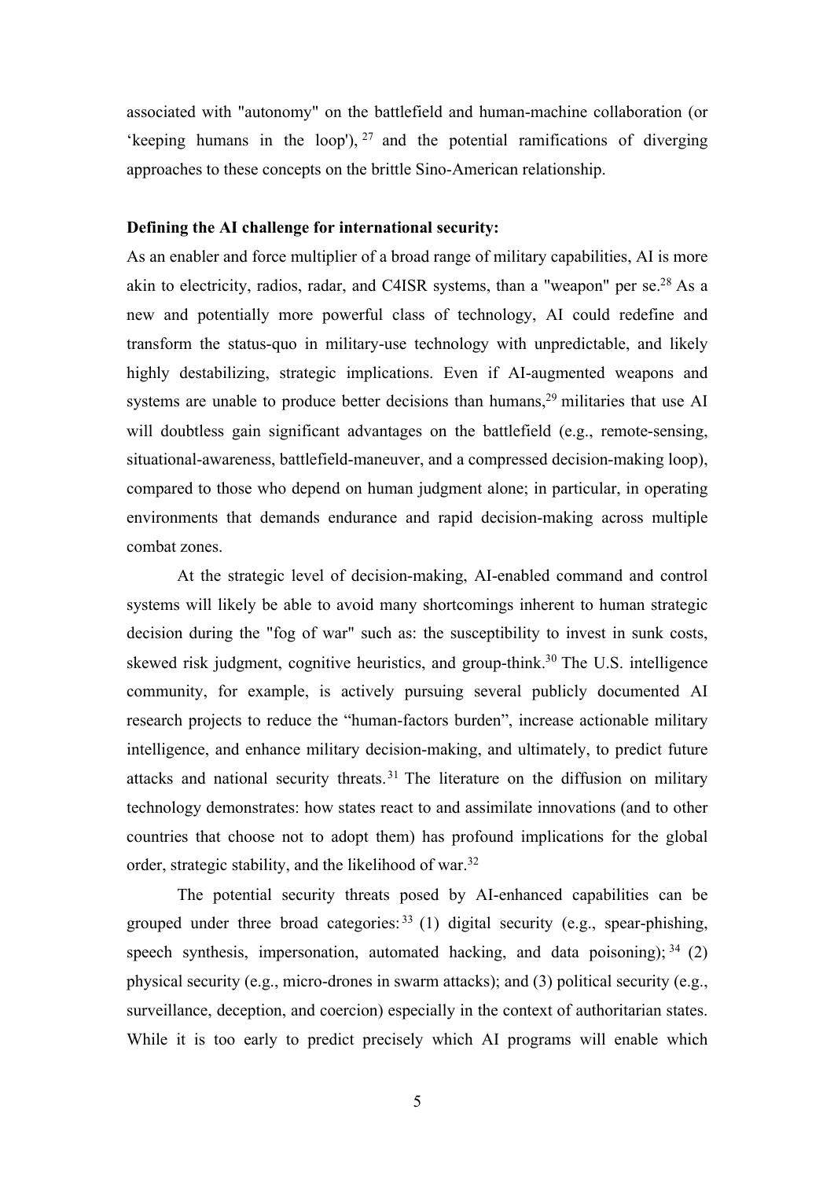associated with "autonomy" on the battlefield and human-machine collaboration (or 'keeping humans in the loop'), [27] and the potential ramifications of diverging approaches to these concepts on the brittle Sino-American relationship.

**Defining the AI challenge for international security:**

As an enabler and force multiplier of a broad range of military capabilities, AI is more akin to electricity, radios, radar, and C4ISR systems, than a "weapon" per se.[28] As a new and potentially more powerful class of technology, AI could redefine and transform the status-quo in military-use technology with unpredictable, and likely highly destabilizing, strategic implications. Even if AI-augmented weapons and systems are unable to produce better decisions than humans,[29] militaries that use AI will doubtless gain significant advantages on the battlefield (e.g., remote-sensing, situational-awareness, battlefield-maneuver, and a compressed decision-making loop), compared to those who depend on human judgment alone; in particular, in operating environments that demands endurance and rapid decision-making across multiple combat zones.

At the strategic level of decision-making, AI-enabled command and control systems will likely be able to avoid many shortcomings inherent to human strategic decision during the "fog of war" such as: the susceptibility to invest in sunk costs, skewed risk judgment, cognitive heuristics, and group-think.[30] The U.S. intelligence community, for example, is actively pursuing several publicly documented AI research projects to reduce the "human-factors burden", increase actionable military intelligence, and enhance military decision-making, and ultimately, to predict future attacks and national security threats.[31] The literature on the diffusion on military technology demonstrates: how states react to and assimilate innovations (and to other countries that choose not to adopt them) has profound implications for the global order, strategic stability, and the likelihood of war.[32]

The potential security threats posed by AI-enhanced capabilities can be grouped under three broad categories:[33] (1) digital security (e.g., spear-phishing, speech synthesis, impersonation, automated hacking, and data poisoning);[34] (2) physical security (e.g., micro-drones in swarm attacks); and (3) political security (e.g., surveillance, deception, and coercion) especially in the context of authoritarian states. While it is too early to predict precisely which AI programs will enable which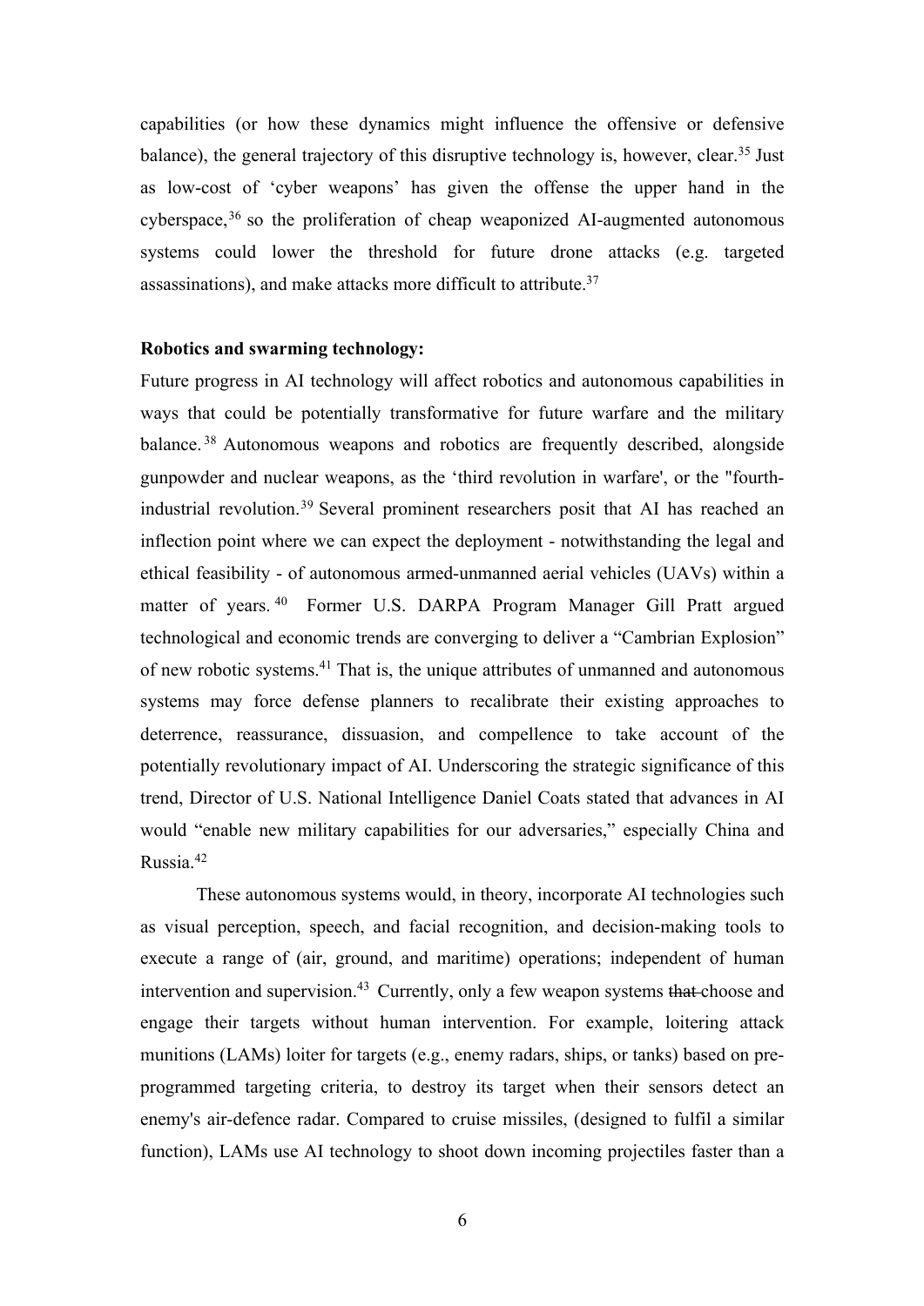capabilities (or how these dynamics might influence the offensive or defensive balance), the general trajectory of this disruptive technology is, however, clear.[35] Just as low-cost of 'cyber weapons' has given the offense the upper hand in the cyberspace,[36] so the proliferation of cheap weaponized AI-augmented autonomous systems could lower the threshold for future drone attacks (e.g. targeted assassinations), and make attacks more difficult to attribute.[37]

**Robotics and swarming technology:**

Future progress in AI technology will affect robotics and autonomous capabilities in ways that could be potentially transformative for future warfare and the military balance.[38] Autonomous weapons and robotics are frequently described, alongside gunpowder and nuclear weapons, as the 'third revolution in warfare', or the "fourth-industrial revolution.[39] Several prominent researchers posit that AI has reached an inflection point where we can expect the deployment - notwithstanding the legal and ethical feasibility - of autonomous armed-unmanned aerial vehicles (UAVs) within a matter of years.[40] Former U.S. DARPA Program Manager Gill Pratt argued technological and economic trends are converging to deliver a "Cambrian Explosion" of new robotic systems.[41] That is, the unique attributes of unmanned and autonomous systems may force defense planners to recalibrate their existing approaches to deterrence, reassurance, dissuasion, and compellence to take account of the potentially revolutionary impact of AI. Underscoring the strategic significance of this trend, Director of U.S. National Intelligence Daniel Coats stated that advances in AI would "enable new military capabilities for our adversaries," especially China and Russia.[42]

These autonomous systems would, in theory, incorporate AI technologies such as visual perception, speech, and facial recognition, and decision-making tools to execute a range of (air, ground, and maritime) operations; independent of human intervention and supervision.[43] Currently, only a few weapon systems ~~that~~ choose and engage their targets without human intervention. For example, loitering attack munitions (LAMs) loiter for targets (e.g., enemy radars, ships, or tanks) based on pre-programmed targeting criteria, to destroy its target when their sensors detect an enemy's air-defence radar. Compared to cruise missiles, (designed to fulfil a similar function), LAMs use AI technology to shoot down incoming projectiles faster than a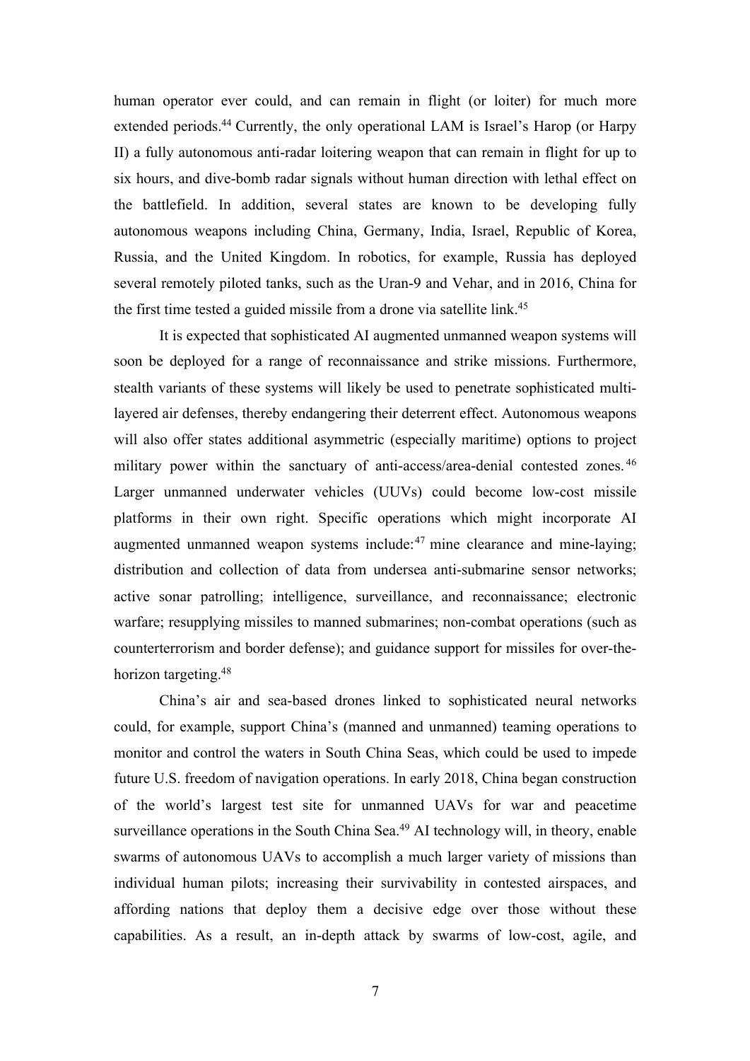human operator ever could, and can remain in flight (or loiter) for much more extended periods.[44] Currently, the only operational LAM is Israel's Harop (or Harpy II) a fully autonomous anti-radar loitering weapon that can remain in flight for up to six hours, and dive-bomb radar signals without human direction with lethal effect on the battlefield. In addition, several states are known to be developing fully autonomous weapons including China, Germany, India, Israel, Republic of Korea, Russia, and the United Kingdom. In robotics, for example, Russia has deployed several remotely piloted tanks, such as the Uran-9 and Vehar, and in 2016, China for the first time tested a guided missile from a drone via satellite link.[45]

It is expected that sophisticated AI augmented unmanned weapon systems will soon be deployed for a range of reconnaissance and strike missions. Furthermore, stealth variants of these systems will likely be used to penetrate sophisticated multi-layered air defenses, thereby endangering their deterrent effect. Autonomous weapons will also offer states additional asymmetric (especially maritime) options to project military power within the sanctuary of anti-access/area-denial contested zones.[46] Larger unmanned underwater vehicles (UUVs) could become low-cost missile platforms in their own right. Specific operations which might incorporate AI augmented unmanned weapon systems include:[47] mine clearance and mine-laying; distribution and collection of data from undersea anti-submarine sensor networks; active sonar patrolling; intelligence, surveillance, and reconnaissance; electronic warfare; resupplying missiles to manned submarines; non-combat operations (such as counterterrorism and border defense); and guidance support for missiles for over-the-horizon targeting.[48]

China's air and sea-based drones linked to sophisticated neural networks could, for example, support China's (manned and unmanned) teaming operations to monitor and control the waters in South China Seas, which could be used to impede future U.S. freedom of navigation operations. In early 2018, China began construction of the world's largest test site for unmanned UAVs for war and peacetime surveillance operations in the South China Sea.[49] AI technology will, in theory, enable swarms of autonomous UAVs to accomplish a much larger variety of missions than individual human pilots; increasing their survivability in contested airspaces, and affording nations that deploy them a decisive edge over those without these capabilities. As a result, an in-depth attack by swarms of low-cost, agile, and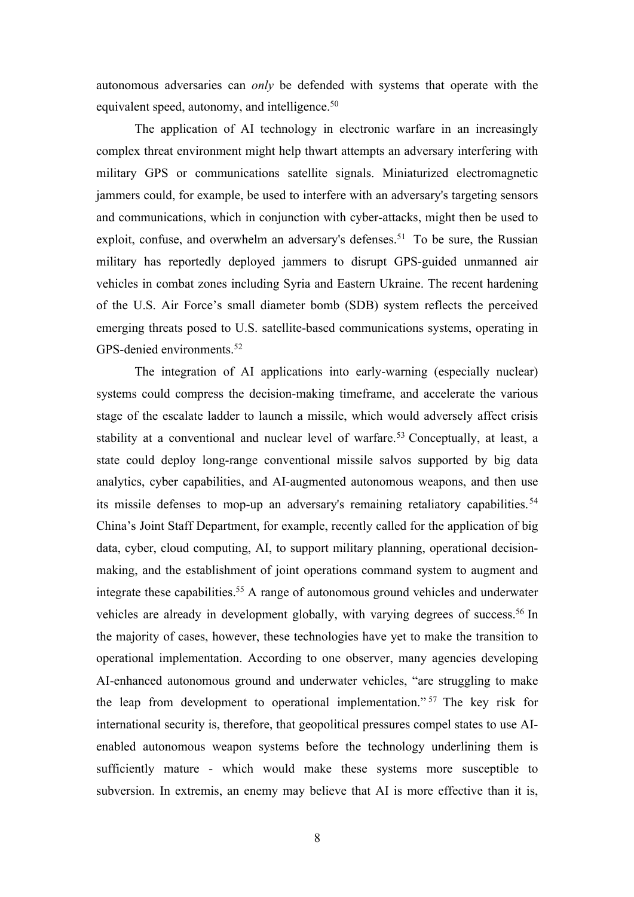autonomous adversaries can *only* be defended with systems that operate with the equivalent speed, autonomy, and intelligence.[50]

The application of AI technology in electronic warfare in an increasingly complex threat environment might help thwart attempts an adversary interfering with military GPS or communications satellite signals. Miniaturized electromagnetic jammers could, for example, be used to interfere with an adversary's targeting sensors and communications, which in conjunction with cyber-attacks, might then be used to exploit, confuse, and overwhelm an adversary's defenses.[51] To be sure, the Russian military has reportedly deployed jammers to disrupt GPS-guided unmanned air vehicles in combat zones including Syria and Eastern Ukraine. The recent hardening of the U.S. Air Force's small diameter bomb (SDB) system reflects the perceived emerging threats posed to U.S. satellite-based communications systems, operating in GPS-denied environments.[52]

The integration of AI applications into early-warning (especially nuclear) systems could compress the decision-making timeframe, and accelerate the various stage of the escalate ladder to launch a missile, which would adversely affect crisis stability at a conventional and nuclear level of warfare.[53] Conceptually, at least, a state could deploy long-range conventional missile salvos supported by big data analytics, cyber capabilities, and AI-augmented autonomous weapons, and then use its missile defenses to mop-up an adversary's remaining retaliatory capabilities.[54] China's Joint Staff Department, for example, recently called for the application of big data, cyber, cloud computing, AI, to support military planning, operational decision-making, and the establishment of joint operations command system to augment and integrate these capabilities.[55] A range of autonomous ground vehicles and underwater vehicles are already in development globally, with varying degrees of success.[56] In the majority of cases, however, these technologies have yet to make the transition to operational implementation. According to one observer, many agencies developing AI-enhanced autonomous ground and underwater vehicles, "are struggling to make the leap from development to operational implementation."[57] The key risk for international security is, therefore, that geopolitical pressures compel states to use AI-enabled autonomous weapon systems before the technology underlining them is sufficiently mature - which would make these systems more susceptible to subversion. In extremis, an enemy may believe that AI is more effective than it is,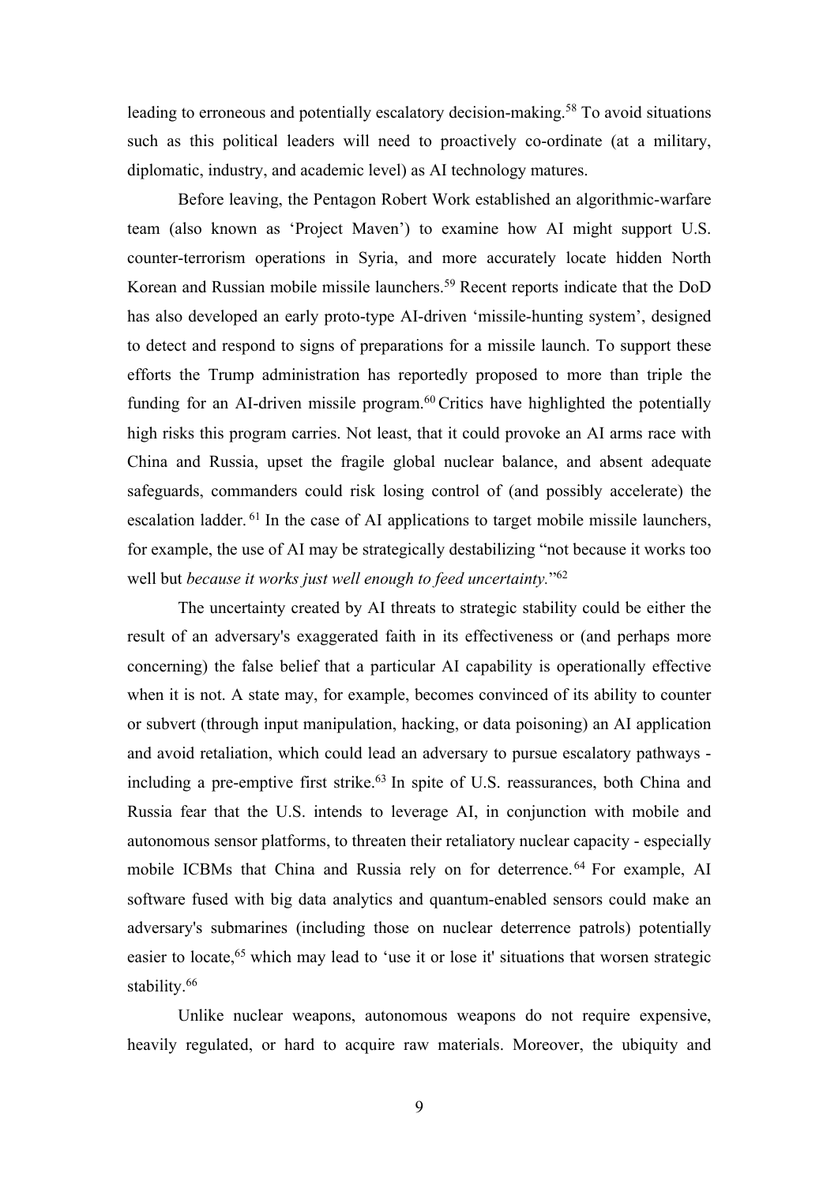leading to erroneous and potentially escalatory decision-making.[58] To avoid situations such as this political leaders will need to proactively co-ordinate (at a military, diplomatic, industry, and academic level) as AI technology matures.

Before leaving, the Pentagon Robert Work established an algorithmic-warfare team (also known as 'Project Maven') to examine how AI might support U.S. counter-terrorism operations in Syria, and more accurately locate hidden North Korean and Russian mobile missile launchers.[59] Recent reports indicate that the DoD has also developed an early proto-type AI-driven 'missile-hunting system', designed to detect and respond to signs of preparations for a missile launch. To support these efforts the Trump administration has reportedly proposed to more than triple the funding for an AI-driven missile program.[60] Critics have highlighted the potentially high risks this program carries. Not least, that it could provoke an AI arms race with China and Russia, upset the fragile global nuclear balance, and absent adequate safeguards, commanders could risk losing control of (and possibly accelerate) the escalation ladder.[61] In the case of AI applications to target mobile missile launchers, for example, the use of AI may be strategically destabilizing "not because it works too well but *because it works just well enough to feed uncertainty.*"[62]

The uncertainty created by AI threats to strategic stability could be either the result of an adversary's exaggerated faith in its effectiveness or (and perhaps more concerning) the false belief that a particular AI capability is operationally effective when it is not. A state may, for example, becomes convinced of its ability to counter or subvert (through input manipulation, hacking, or data poisoning) an AI application and avoid retaliation, which could lead an adversary to pursue escalatory pathways - including a pre-emptive first strike.[63] In spite of U.S. reassurances, both China and Russia fear that the U.S. intends to leverage AI, in conjunction with mobile and autonomous sensor platforms, to threaten their retaliatory nuclear capacity - especially mobile ICBMs that China and Russia rely on for deterrence.[64] For example, AI software fused with big data analytics and quantum-enabled sensors could make an adversary's submarines (including those on nuclear deterrence patrols) potentially easier to locate,[65] which may lead to 'use it or lose it' situations that worsen strategic stability.[66]

Unlike nuclear weapons, autonomous weapons do not require expensive, heavily regulated, or hard to acquire raw materials. Moreover, the ubiquity and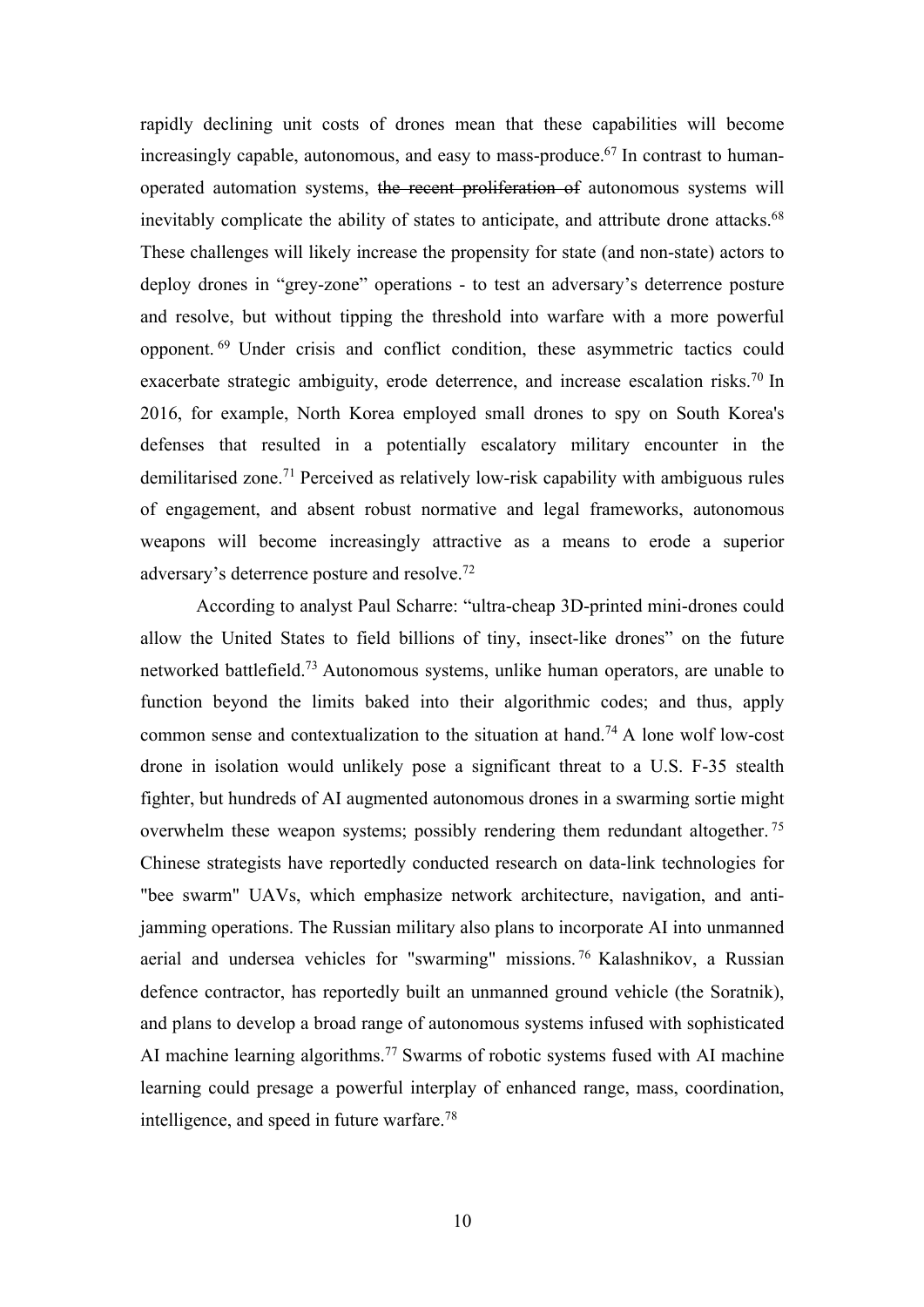rapidly declining unit costs of drones mean that these capabilities will become increasingly capable, autonomous, and easy to mass-produce.[67] In contrast to human-operated automation systems, ~~the recent proliferation of~~ autonomous systems will inevitably complicate the ability of states to anticipate, and attribute drone attacks.[68] These challenges will likely increase the propensity for state (and non-state) actors to deploy drones in "grey-zone" operations - to test an adversary's deterrence posture and resolve, but without tipping the threshold into warfare with a more powerful opponent.[69] Under crisis and conflict condition, these asymmetric tactics could exacerbate strategic ambiguity, erode deterrence, and increase escalation risks.[70] In 2016, for example, North Korea employed small drones to spy on South Korea's defenses that resulted in a potentially escalatory military encounter in the demilitarised zone.[71] Perceived as relatively low-risk capability with ambiguous rules of engagement, and absent robust normative and legal frameworks, autonomous weapons will become increasingly attractive as a means to erode a superior adversary's deterrence posture and resolve.[72]

According to analyst Paul Scharre: "ultra-cheap 3D-printed mini-drones could allow the United States to field billions of tiny, insect-like drones" on the future networked battlefield.[73] Autonomous systems, unlike human operators, are unable to function beyond the limits baked into their algorithmic codes; and thus, apply common sense and contextualization to the situation at hand.[74] A lone wolf low-cost drone in isolation would unlikely pose a significant threat to a U.S. F-35 stealth fighter, but hundreds of AI augmented autonomous drones in a swarming sortie might overwhelm these weapon systems; possibly rendering them redundant altogether.[75] Chinese strategists have reportedly conducted research on data-link technologies for "bee swarm" UAVs, which emphasize network architecture, navigation, and anti-jamming operations. The Russian military also plans to incorporate AI into unmanned aerial and undersea vehicles for "swarming" missions.[76] Kalashnikov, a Russian defence contractor, has reportedly built an unmanned ground vehicle (the Soratnik), and plans to develop a broad range of autonomous systems infused with sophisticated AI machine learning algorithms.[77] Swarms of robotic systems fused with AI machine learning could presage a powerful interplay of enhanced range, mass, coordination, intelligence, and speed in future warfare.[78]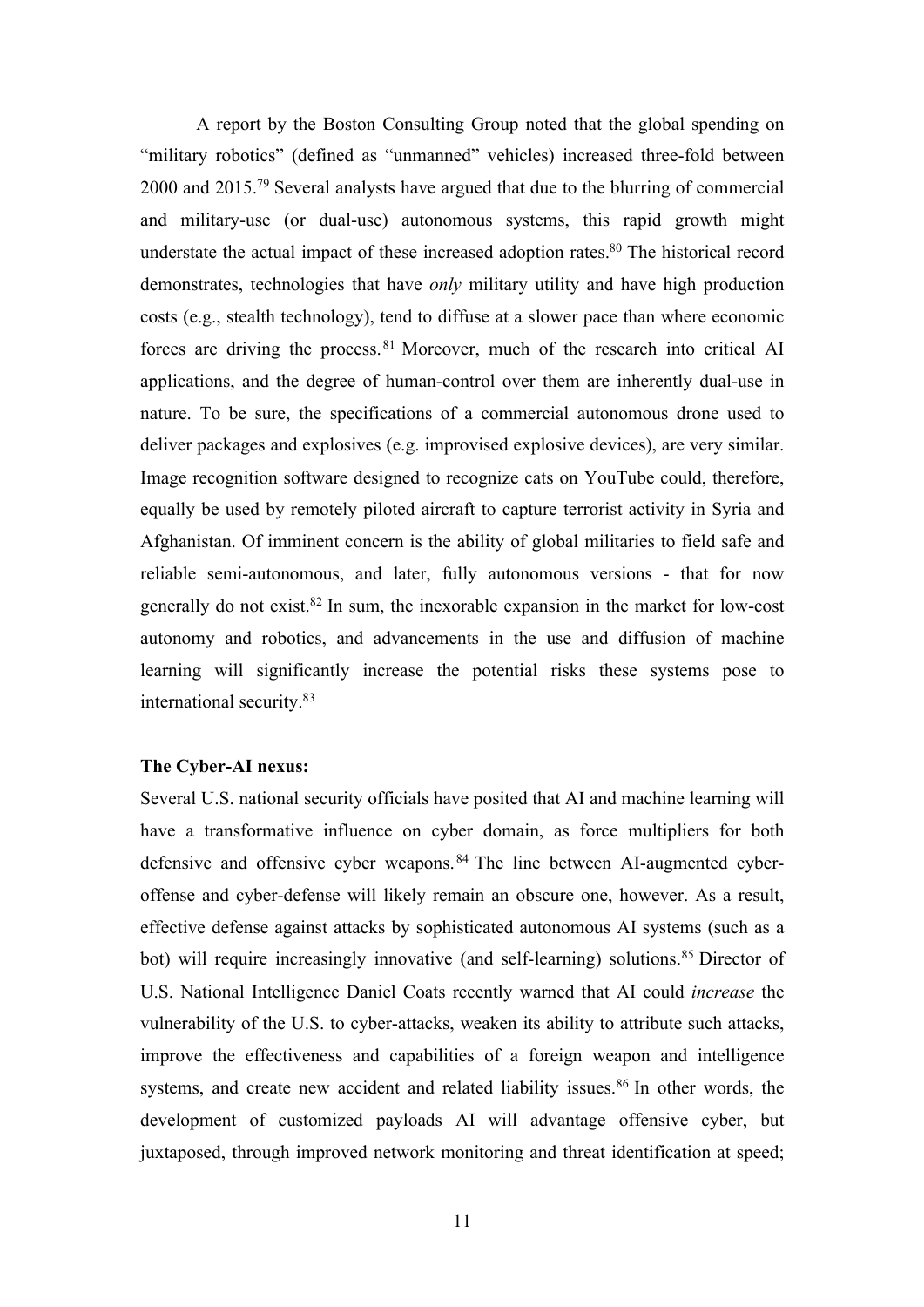A report by the Boston Consulting Group noted that the global spending on "military robotics" (defined as "unmanned" vehicles) increased three-fold between 2000 and 2015.[79] Several analysts have argued that due to the blurring of commercial and military-use (or dual-use) autonomous systems, this rapid growth might understate the actual impact of these increased adoption rates.[80] The historical record demonstrates, technologies that have *only* military utility and have high production costs (e.g., stealth technology), tend to diffuse at a slower pace than where economic forces are driving the process.[81] Moreover, much of the research into critical AI applications, and the degree of human-control over them are inherently dual-use in nature. To be sure, the specifications of a commercial autonomous drone used to deliver packages and explosives (e.g. improvised explosive devices), are very similar. Image recognition software designed to recognize cats on YouTube could, therefore, equally be used by remotely piloted aircraft to capture terrorist activity in Syria and Afghanistan. Of imminent concern is the ability of global militaries to field safe and reliable semi-autonomous, and later, fully autonomous versions - that for now generally do not exist.[82] In sum, the inexorable expansion in the market for low-cost autonomy and robotics, and advancements in the use and diffusion of machine learning will significantly increase the potential risks these systems pose to international security.[83]

**The Cyber-AI nexus:**

Several U.S. national security officials have posited that AI and machine learning will have a transformative influence on cyber domain, as force multipliers for both defensive and offensive cyber weapons.[84] The line between AI-augmented cyber-offense and cyber-defense will likely remain an obscure one, however. As a result, effective defense against attacks by sophisticated autonomous AI systems (such as a bot) will require increasingly innovative (and self-learning) solutions.[85] Director of U.S. National Intelligence Daniel Coats recently warned that AI could *increase* the vulnerability of the U.S. to cyber-attacks, weaken its ability to attribute such attacks, improve the effectiveness and capabilities of a foreign weapon and intelligence systems, and create new accident and related liability issues.[86] In other words, the development of customized payloads AI will advantage offensive cyber, but juxtaposed, through improved network monitoring and threat identification at speed;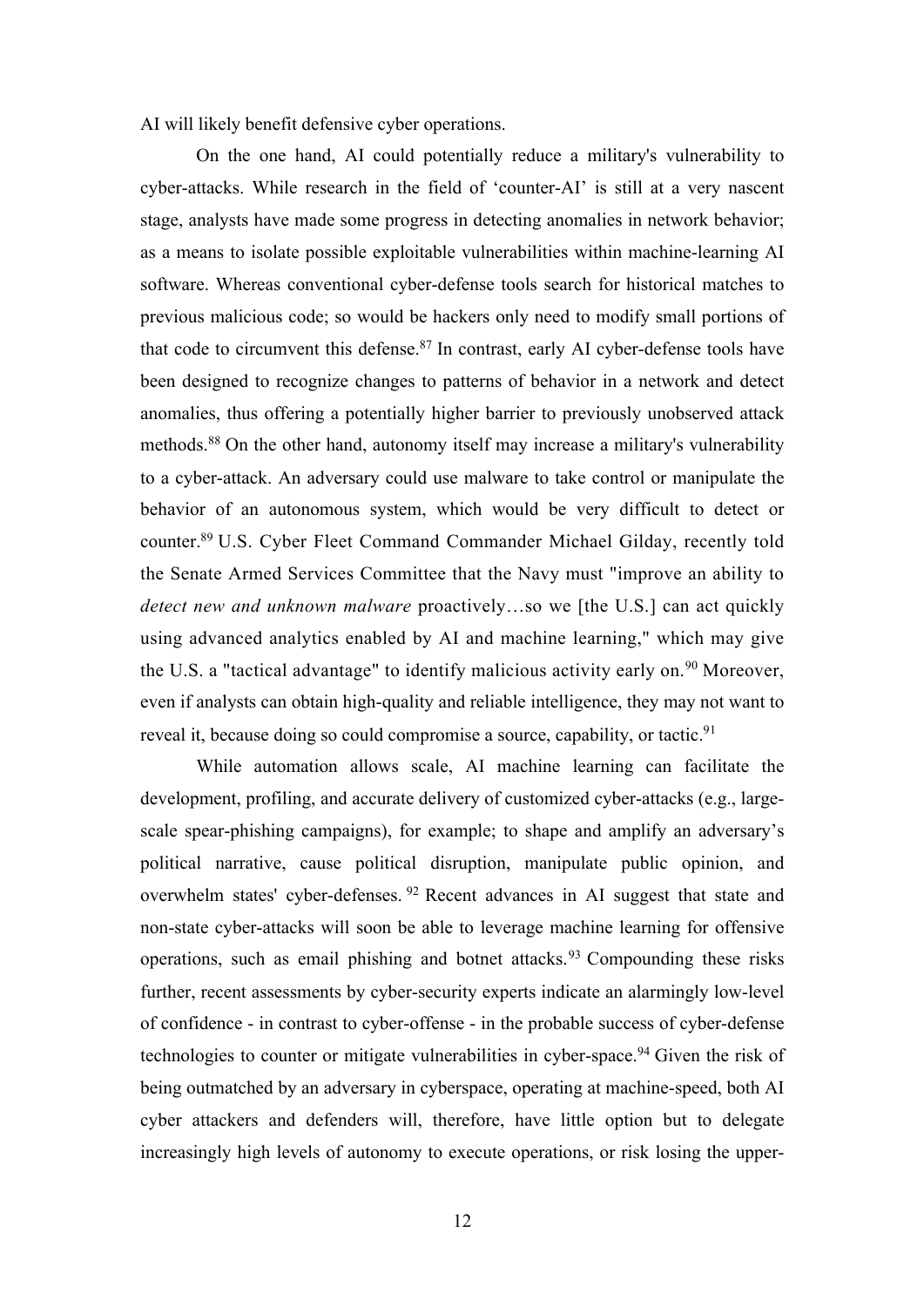AI will likely benefit defensive cyber operations.

On the one hand, AI could potentially reduce a military's vulnerability to cyber-attacks. While research in the field of 'counter-AI' is still at a very nascent stage, analysts have made some progress in detecting anomalies in network behavior; as a means to isolate possible exploitable vulnerabilities within machine-learning AI software. Whereas conventional cyber-defense tools search for historical matches to previous malicious code; so would be hackers only need to modify small portions of that code to circumvent this defense.[87] In contrast, early AI cyber-defense tools have been designed to recognize changes to patterns of behavior in a network and detect anomalies, thus offering a potentially higher barrier to previously unobserved attack methods.[88] On the other hand, autonomy itself may increase a military's vulnerability to a cyber-attack. An adversary could use malware to take control or manipulate the behavior of an autonomous system, which would be very difficult to detect or counter.[89] U.S. Cyber Fleet Command Commander Michael Gilday, recently told the Senate Armed Services Committee that the Navy must "improve an ability to *detect new and unknown malware* proactively…so we [the U.S.] can act quickly using advanced analytics enabled by AI and machine learning," which may give the U.S. a "tactical advantage" to identify malicious activity early on.[90] Moreover, even if analysts can obtain high-quality and reliable intelligence, they may not want to reveal it, because doing so could compromise a source, capability, or tactic.[91]

While automation allows scale, AI machine learning can facilitate the development, profiling, and accurate delivery of customized cyber-attacks (e.g., large-scale spear-phishing campaigns), for example; to shape and amplify an adversary's political narrative, cause political disruption, manipulate public opinion, and overwhelm states' cyber-defenses.[92] Recent advances in AI suggest that state and non-state cyber-attacks will soon be able to leverage machine learning for offensive operations, such as email phishing and botnet attacks.[93] Compounding these risks further, recent assessments by cyber-security experts indicate an alarmingly low-level of confidence - in contrast to cyber-offense - in the probable success of cyber-defense technologies to counter or mitigate vulnerabilities in cyber-space.[94] Given the risk of being outmatched by an adversary in cyberspace, operating at machine-speed, both AI cyber attackers and defenders will, therefore, have little option but to delegate increasingly high levels of autonomy to execute operations, or risk losing the upper-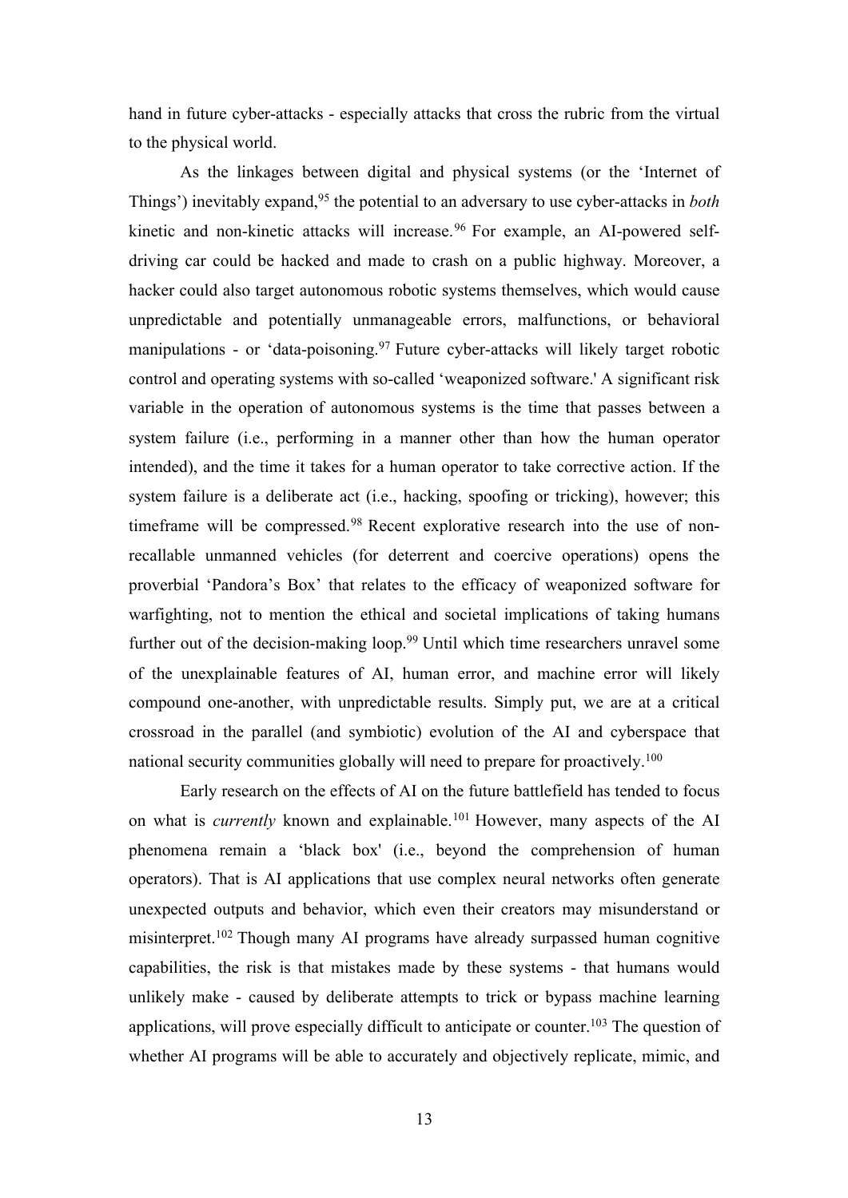hand in future cyber-attacks - especially attacks that cross the rubric from the virtual to the physical world.

As the linkages between digital and physical systems (or the 'Internet of Things') inevitably expand,[95] the potential to an adversary to use cyber-attacks in *both* kinetic and non-kinetic attacks will increase.[96] For example, an AI-powered self-driving car could be hacked and made to crash on a public highway. Moreover, a hacker could also target autonomous robotic systems themselves, which would cause unpredictable and potentially unmanageable errors, malfunctions, or behavioral manipulations - or 'data-poisoning.[97] Future cyber-attacks will likely target robotic control and operating systems with so-called 'weaponized software.' A significant risk variable in the operation of autonomous systems is the time that passes between a system failure (i.e., performing in a manner other than how the human operator intended), and the time it takes for a human operator to take corrective action. If the system failure is a deliberate act (i.e., hacking, spoofing or tricking), however; this timeframe will be compressed.[98] Recent explorative research into the use of non-recallable unmanned vehicles (for deterrent and coercive operations) opens the proverbial 'Pandora's Box' that relates to the efficacy of weaponized software for warfighting, not to mention the ethical and societal implications of taking humans further out of the decision-making loop.[99] Until which time researchers unravel some of the unexplainable features of AI, human error, and machine error will likely compound one-another, with unpredictable results. Simply put, we are at a critical crossroad in the parallel (and symbiotic) evolution of the AI and cyberspace that national security communities globally will need to prepare for proactively.[100]

Early research on the effects of AI on the future battlefield has tended to focus on what is *currently* known and explainable.[101] However, many aspects of the AI phenomena remain a 'black box' (i.e., beyond the comprehension of human operators). That is AI applications that use complex neural networks often generate unexpected outputs and behavior, which even their creators may misunderstand or misinterpret.[102] Though many AI programs have already surpassed human cognitive capabilities, the risk is that mistakes made by these systems - that humans would unlikely make - caused by deliberate attempts to trick or bypass machine learning applications, will prove especially difficult to anticipate or counter.[103] The question of whether AI programs will be able to accurately and objectively replicate, mimic, and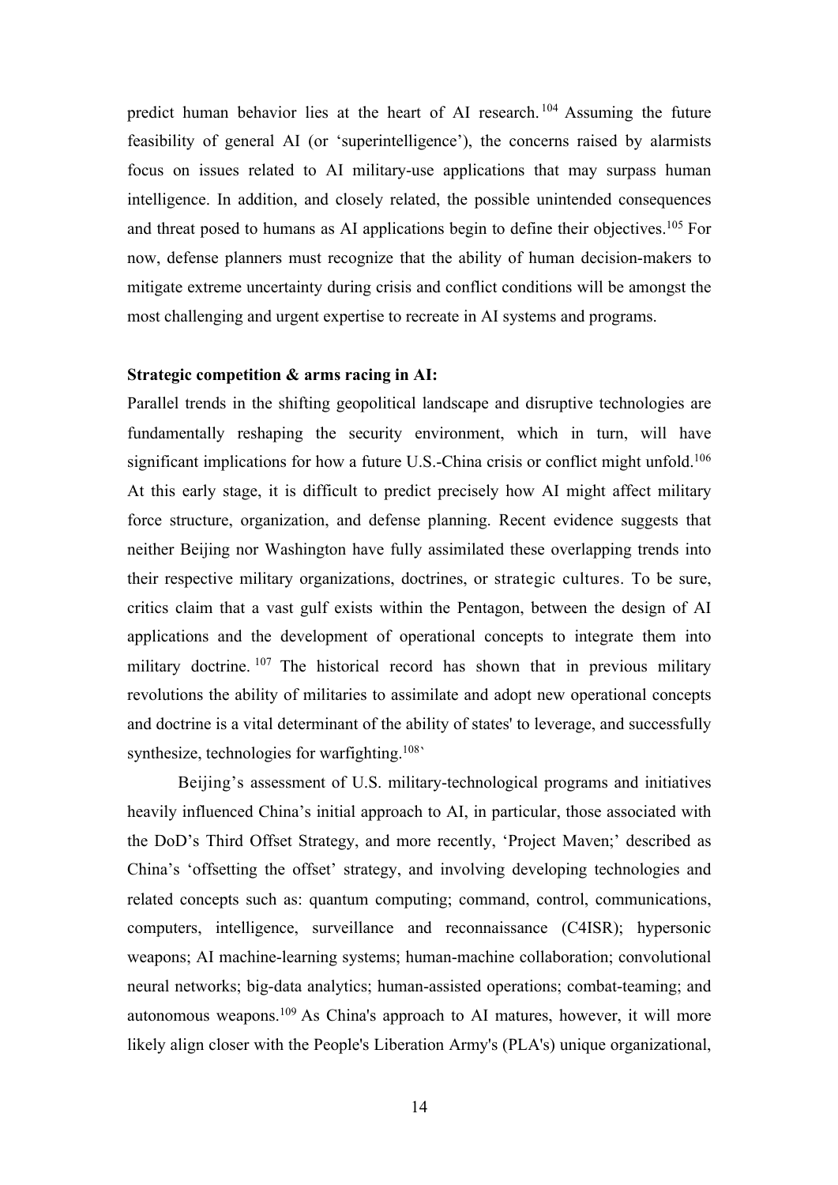predict human behavior lies at the heart of AI research.[104] Assuming the future feasibility of general AI (or 'superintelligence'), the concerns raised by alarmists focus on issues related to AI military-use applications that may surpass human intelligence. In addition, and closely related, the possible unintended consequences and threat posed to humans as AI applications begin to define their objectives.[105] For now, defense planners must recognize that the ability of human decision-makers to mitigate extreme uncertainty during crisis and conflict conditions will be amongst the most challenging and urgent expertise to recreate in AI systems and programs.

**Strategic competition & arms racing in AI:**

Parallel trends in the shifting geopolitical landscape and disruptive technologies are fundamentally reshaping the security environment, which in turn, will have significant implications for how a future U.S.-China crisis or conflict might unfold.[106] At this early stage, it is difficult to predict precisely how AI might affect military force structure, organization, and defense planning. Recent evidence suggests that neither Beijing nor Washington have fully assimilated these overlapping trends into their respective military organizations, doctrines, or strategic cultures. To be sure, critics claim that a vast gulf exists within the Pentagon, between the design of AI applications and the development of operational concepts to integrate them into military doctrine.[107] The historical record has shown that in previous military revolutions the ability of militaries to assimilate and adopt new operational concepts and doctrine is a vital determinant of the ability of states' to leverage, and successfully synthesize, technologies for warfighting.[108]`

Beijing's assessment of U.S. military-technological programs and initiatives heavily influenced China's initial approach to AI, in particular, those associated with the DoD's Third Offset Strategy, and more recently, 'Project Maven;' described as China's 'offsetting the offset' strategy, and involving developing technologies and related concepts such as: quantum computing; command, control, communications, computers, intelligence, surveillance and reconnaissance (C4ISR); hypersonic weapons; AI machine-learning systems; human-machine collaboration; convolutional neural networks; big-data analytics; human-assisted operations; combat-teaming; and autonomous weapons.[109] As China's approach to AI matures, however, it will more likely align closer with the People's Liberation Army's (PLA's) unique organizational,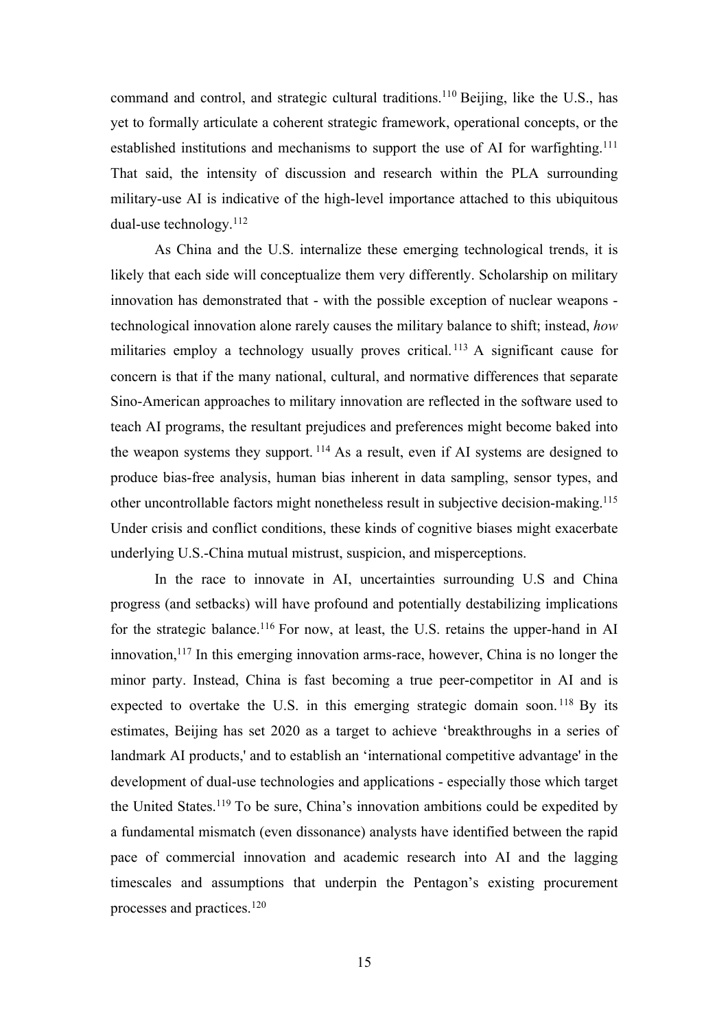command and control, and strategic cultural traditions.[110] Beijing, like the U.S., has yet to formally articulate a coherent strategic framework, operational concepts, or the established institutions and mechanisms to support the use of AI for warfighting.[111] That said, the intensity of discussion and research within the PLA surrounding military-use AI is indicative of the high-level importance attached to this ubiquitous dual-use technology.[112]

As China and the U.S. internalize these emerging technological trends, it is likely that each side will conceptualize them very differently. Scholarship on military innovation has demonstrated that - with the possible exception of nuclear weapons - technological innovation alone rarely causes the military balance to shift; instead, *how* militaries employ a technology usually proves critical.[113] A significant cause for concern is that if the many national, cultural, and normative differences that separate Sino-American approaches to military innovation are reflected in the software used to teach AI programs, the resultant prejudices and preferences might become baked into the weapon systems they support.[114] As a result, even if AI systems are designed to produce bias-free analysis, human bias inherent in data sampling, sensor types, and other uncontrollable factors might nonetheless result in subjective decision-making.[115] Under crisis and conflict conditions, these kinds of cognitive biases might exacerbate underlying U.S.-China mutual mistrust, suspicion, and misperceptions.

In the race to innovate in AI, uncertainties surrounding U.S and China progress (and setbacks) will have profound and potentially destabilizing implications for the strategic balance.[116] For now, at least, the U.S. retains the upper-hand in AI innovation,[117] In this emerging innovation arms-race, however, China is no longer the minor party. Instead, China is fast becoming a true peer-competitor in AI and is expected to overtake the U.S. in this emerging strategic domain soon.[118] By its estimates, Beijing has set 2020 as a target to achieve 'breakthroughs in a series of landmark AI products,' and to establish an 'international competitive advantage' in the development of dual-use technologies and applications - especially those which target the United States.[119] To be sure, China's innovation ambitions could be expedited by a fundamental mismatch (even dissonance) analysts have identified between the rapid pace of commercial innovation and academic research into AI and the lagging timescales and assumptions that underpin the Pentagon's existing procurement processes and practices.[120]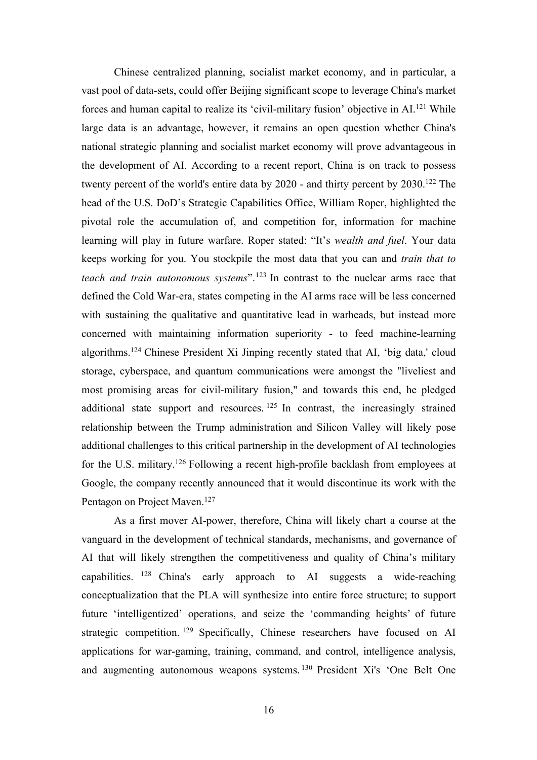Chinese centralized planning, socialist market economy, and in particular, a vast pool of data-sets, could offer Beijing significant scope to leverage China's market forces and human capital to realize its 'civil-military fusion' objective in AI.[121] While large data is an advantage, however, it remains an open question whether China's national strategic planning and socialist market economy will prove advantageous in the development of AI. According to a recent report, China is on track to possess twenty percent of the world's entire data by 2020 - and thirty percent by 2030.[122] The head of the U.S. DoD's Strategic Capabilities Office, William Roper, highlighted the pivotal role the accumulation of, and competition for, information for machine learning will play in future warfare. Roper stated: "It's *wealth and fuel*. Your data keeps working for you. You stockpile the most data that you can and *train that to teach and train autonomous systems*".[123] In contrast to the nuclear arms race that defined the Cold War-era, states competing in the AI arms race will be less concerned with sustaining the qualitative and quantitative lead in warheads, but instead more concerned with maintaining information superiority - to feed machine-learning algorithms.[124] Chinese President Xi Jinping recently stated that AI, 'big data,' cloud storage, cyberspace, and quantum communications were amongst the "liveliest and most promising areas for civil-military fusion," and towards this end, he pledged additional state support and resources.[125] In contrast, the increasingly strained relationship between the Trump administration and Silicon Valley will likely pose additional challenges to this critical partnership in the development of AI technologies for the U.S. military.[126] Following a recent high-profile backlash from employees at Google, the company recently announced that it would discontinue its work with the Pentagon on Project Maven.[127]

As a first mover AI-power, therefore, China will likely chart a course at the vanguard in the development of technical standards, mechanisms, and governance of AI that will likely strengthen the competitiveness and quality of China's military capabilities.[128] China's early approach to AI suggests a wide-reaching conceptualization that the PLA will synthesize into entire force structure; to support future 'intelligentized' operations, and seize the 'commanding heights' of future strategic competition.[129] Specifically, Chinese researchers have focused on AI applications for war-gaming, training, command, and control, intelligence analysis, and augmenting autonomous weapons systems.[130] President Xi's 'One Belt One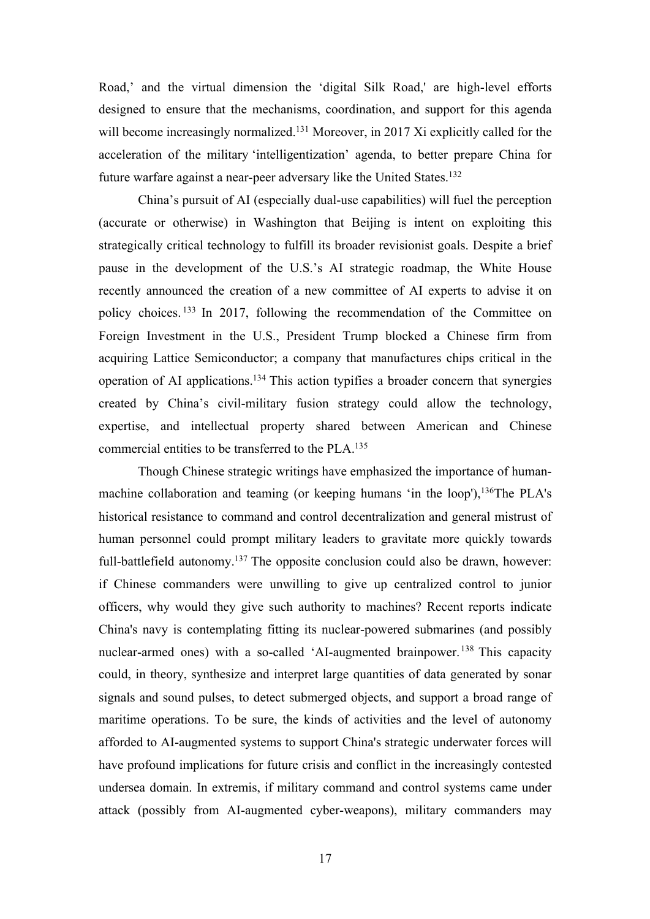Road,' and the virtual dimension the 'digital Silk Road,' are high-level efforts designed to ensure that the mechanisms, coordination, and support for this agenda will become increasingly normalized.[131] Moreover, in 2017 Xi explicitly called for the acceleration of the military 'intelligentization' agenda, to better prepare China for future warfare against a near-peer adversary like the United States.[132]

China's pursuit of AI (especially dual-use capabilities) will fuel the perception (accurate or otherwise) in Washington that Beijing is intent on exploiting this strategically critical technology to fulfill its broader revisionist goals. Despite a brief pause in the development of the U.S.'s AI strategic roadmap, the White House recently announced the creation of a new committee of AI experts to advise it on policy choices.[133] In 2017, following the recommendation of the Committee on Foreign Investment in the U.S., President Trump blocked a Chinese firm from acquiring Lattice Semiconductor; a company that manufactures chips critical in the operation of AI applications.[134] This action typifies a broader concern that synergies created by China's civil-military fusion strategy could allow the technology, expertise, and intellectual property shared between American and Chinese commercial entities to be transferred to the PLA.[135]

Though Chinese strategic writings have emphasized the importance of human-machine collaboration and teaming (or keeping humans 'in the loop'),[136]The PLA's historical resistance to command and control decentralization and general mistrust of human personnel could prompt military leaders to gravitate more quickly towards full-battlefield autonomy.[137] The opposite conclusion could also be drawn, however: if Chinese commanders were unwilling to give up centralized control to junior officers, why would they give such authority to machines? Recent reports indicate China's navy is contemplating fitting its nuclear-powered submarines (and possibly nuclear-armed ones) with a so-called 'AI-augmented brainpower.[138] This capacity could, in theory, synthesize and interpret large quantities of data generated by sonar signals and sound pulses, to detect submerged objects, and support a broad range of maritime operations. To be sure, the kinds of activities and the level of autonomy afforded to AI-augmented systems to support China's strategic underwater forces will have profound implications for future crisis and conflict in the increasingly contested undersea domain. In extremis, if military command and control systems came under attack (possibly from AI-augmented cyber-weapons), military commanders may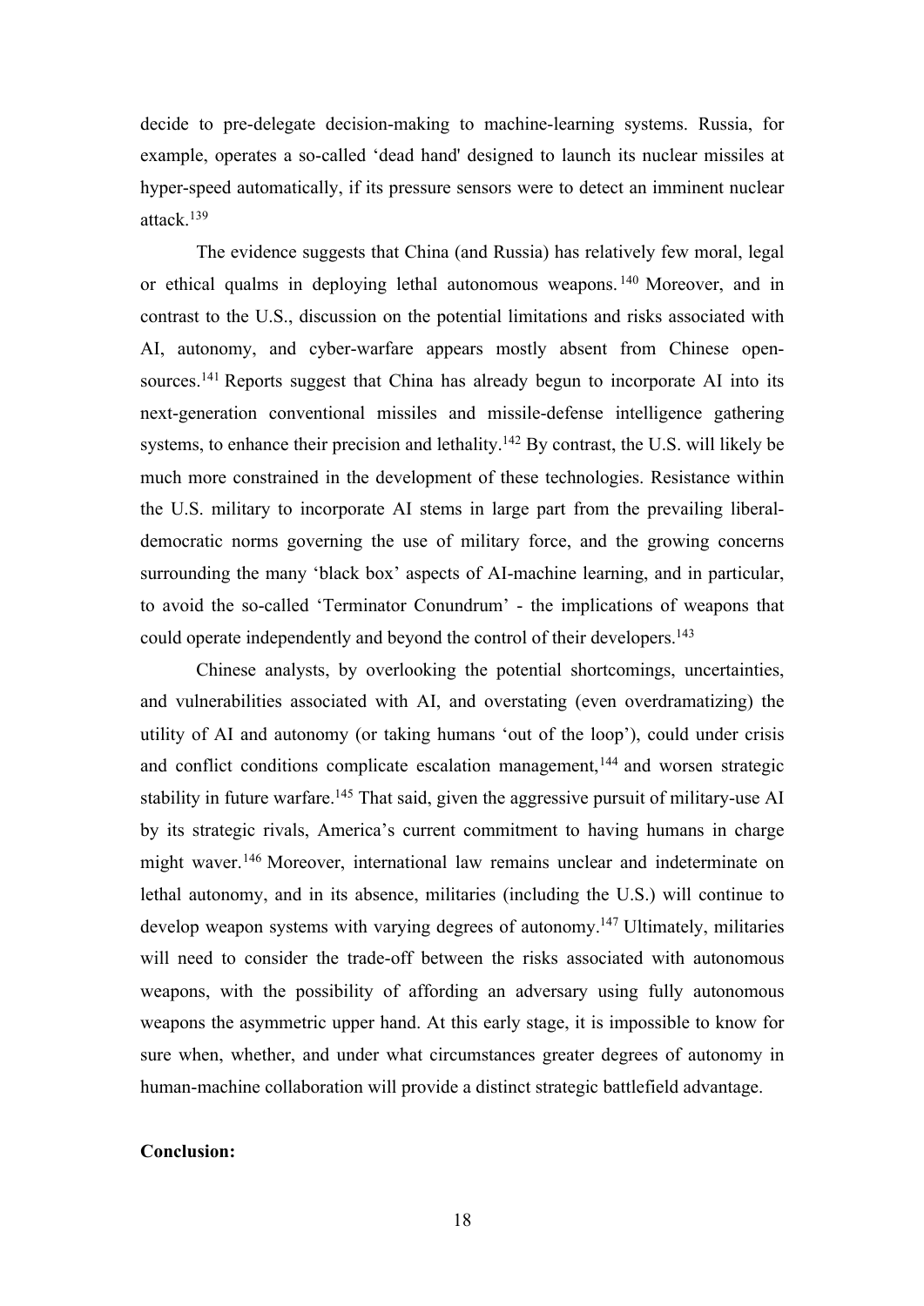decide to pre-delegate decision-making to machine-learning systems. Russia, for example, operates a so-called 'dead hand' designed to launch its nuclear missiles at hyper-speed automatically, if its pressure sensors were to detect an imminent nuclear attack.[139]

The evidence suggests that China (and Russia) has relatively few moral, legal or ethical qualms in deploying lethal autonomous weapons.[140] Moreover, and in contrast to the U.S., discussion on the potential limitations and risks associated with AI, autonomy, and cyber-warfare appears mostly absent from Chinese open-sources.[141] Reports suggest that China has already begun to incorporate AI into its next-generation conventional missiles and missile-defense intelligence gathering systems, to enhance their precision and lethality.[142] By contrast, the U.S. will likely be much more constrained in the development of these technologies. Resistance within the U.S. military to incorporate AI stems in large part from the prevailing liberal-democratic norms governing the use of military force, and the growing concerns surrounding the many 'black box' aspects of AI-machine learning, and in particular, to avoid the so-called 'Terminator Conundrum' - the implications of weapons that could operate independently and beyond the control of their developers.[143]

Chinese analysts, by overlooking the potential shortcomings, uncertainties, and vulnerabilities associated with AI, and overstating (even overdramatizing) the utility of AI and autonomy (or taking humans 'out of the loop'), could under crisis and conflict conditions complicate escalation management,[144] and worsen strategic stability in future warfare.[145] That said, given the aggressive pursuit of military-use AI by its strategic rivals, America's current commitment to having humans in charge might waver.[146] Moreover, international law remains unclear and indeterminate on lethal autonomy, and in its absence, militaries (including the U.S.) will continue to develop weapon systems with varying degrees of autonomy.[147] Ultimately, militaries will need to consider the trade-off between the risks associated with autonomous weapons, with the possibility of affording an adversary using fully autonomous weapons the asymmetric upper hand. At this early stage, it is impossible to know for sure when, whether, and under what circumstances greater degrees of autonomy in human-machine collaboration will provide a distinct strategic battlefield advantage.

**Conclusion:**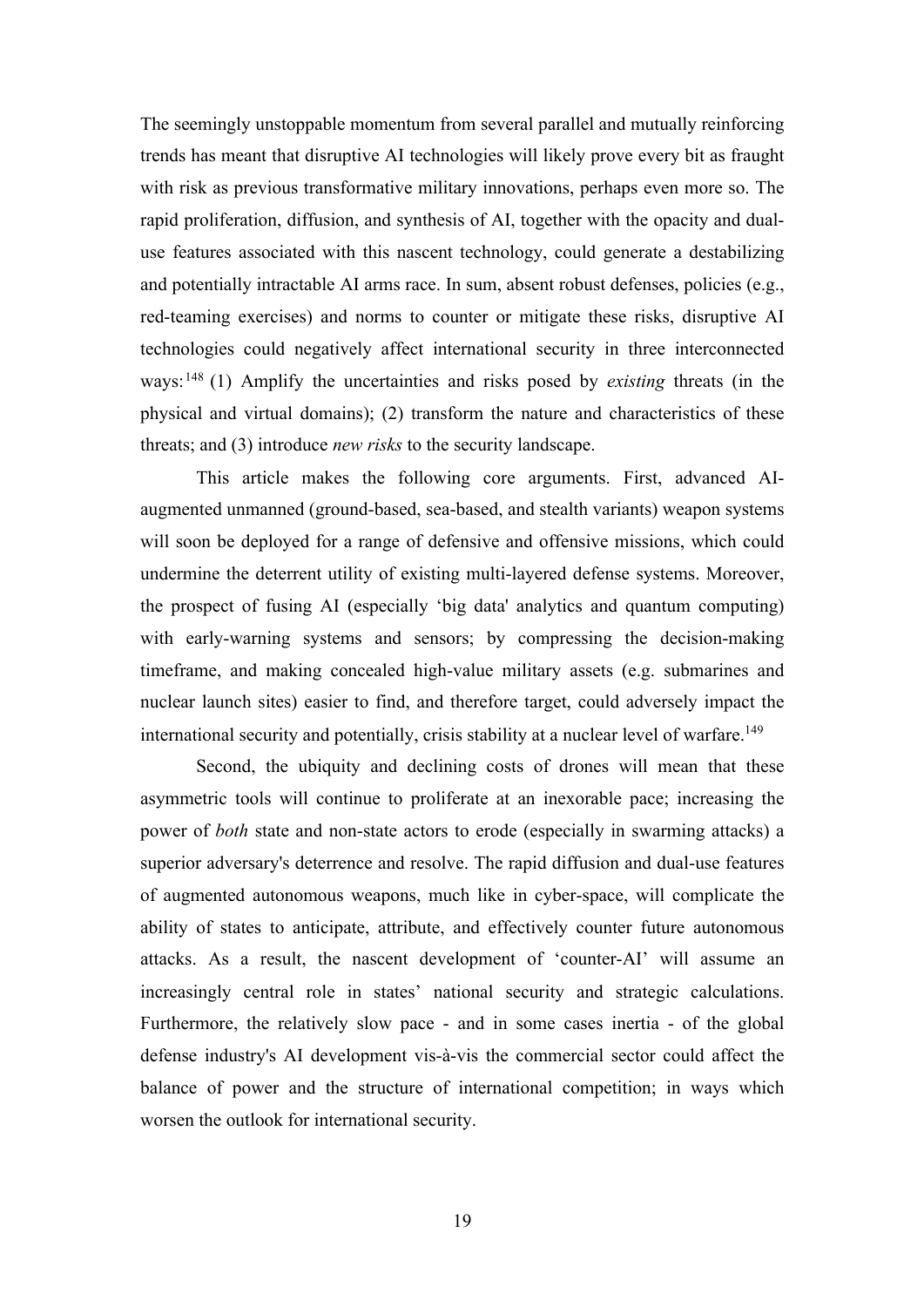The seemingly unstoppable momentum from several parallel and mutually reinforcing trends has meant that disruptive AI technologies will likely prove every bit as fraught with risk as previous transformative military innovations, perhaps even more so. The rapid proliferation, diffusion, and synthesis of AI, together with the opacity and dual-use features associated with this nascent technology, could generate a destabilizing and potentially intractable AI arms race. In sum, absent robust defenses, policies (e.g., red-teaming exercises) and norms to counter or mitigate these risks, disruptive AI technologies could negatively affect international security in three interconnected ways:[148] (1) Amplify the uncertainties and risks posed by *existing* threats (in the physical and virtual domains); (2) transform the nature and characteristics of these threats; and (3) introduce *new risks* to the security landscape.

This article makes the following core arguments. First, advanced AI-augmented unmanned (ground-based, sea-based, and stealth variants) weapon systems will soon be deployed for a range of defensive and offensive missions, which could undermine the deterrent utility of existing multi-layered defense systems. Moreover, the prospect of fusing AI (especially 'big data' analytics and quantum computing) with early-warning systems and sensors; by compressing the decision-making timeframe, and making concealed high-value military assets (e.g. submarines and nuclear launch sites) easier to find, and therefore target, could adversely impact the international security and potentially, crisis stability at a nuclear level of warfare.[149]

Second, the ubiquity and declining costs of drones will mean that these asymmetric tools will continue to proliferate at an inexorable pace; increasing the power of *both* state and non-state actors to erode (especially in swarming attacks) a superior adversary's deterrence and resolve. The rapid diffusion and dual-use features of augmented autonomous weapons, much like in cyber-space, will complicate the ability of states to anticipate, attribute, and effectively counter future autonomous attacks. As a result, the nascent development of 'counter-AI' will assume an increasingly central role in states' national security and strategic calculations. Furthermore, the relatively slow pace - and in some cases inertia - of the global defense industry's AI development vis-à-vis the commercial sector could affect the balance of power and the structure of international competition; in ways which worsen the outlook for international security.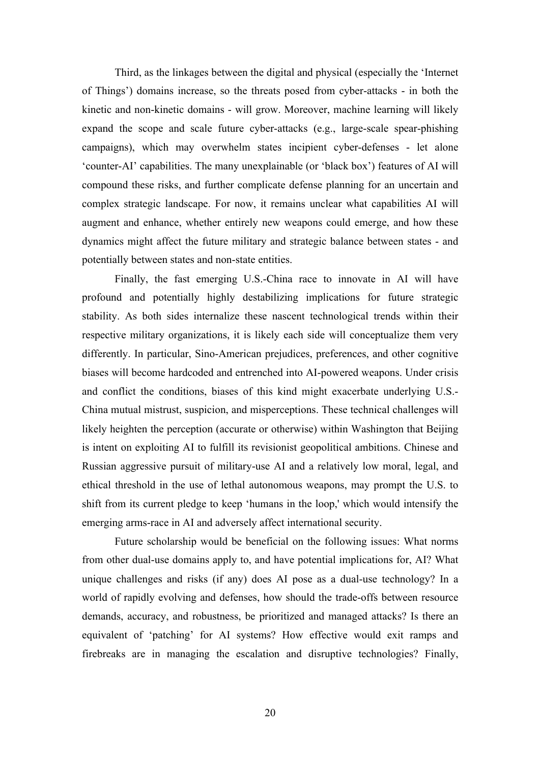Third, as the linkages between the digital and physical (especially the 'Internet of Things') domains increase, so the threats posed from cyber-attacks - in both the kinetic and non-kinetic domains - will grow. Moreover, machine learning will likely expand the scope and scale future cyber-attacks (e.g., large-scale spear-phishing campaigns), which may overwhelm states incipient cyber-defenses - let alone 'counter-AI' capabilities. The many unexplainable (or 'black box') features of AI will compound these risks, and further complicate defense planning for an uncertain and complex strategic landscape. For now, it remains unclear what capabilities AI will augment and enhance, whether entirely new weapons could emerge, and how these dynamics might affect the future military and strategic balance between states - and potentially between states and non-state entities.

Finally, the fast emerging U.S.-China race to innovate in AI will have profound and potentially highly destabilizing implications for future strategic stability. As both sides internalize these nascent technological trends within their respective military organizations, it is likely each side will conceptualize them very differently. In particular, Sino-American prejudices, preferences, and other cognitive biases will become hardcoded and entrenched into AI-powered weapons. Under crisis and conflict the conditions, biases of this kind might exacerbate underlying U.S.-China mutual mistrust, suspicion, and misperceptions. These technical challenges will likely heighten the perception (accurate or otherwise) within Washington that Beijing is intent on exploiting AI to fulfill its revisionist geopolitical ambitions. Chinese and Russian aggressive pursuit of military-use AI and a relatively low moral, legal, and ethical threshold in the use of lethal autonomous weapons, may prompt the U.S. to shift from its current pledge to keep 'humans in the loop,' which would intensify the emerging arms-race in AI and adversely affect international security.

Future scholarship would be beneficial on the following issues: What norms from other dual-use domains apply to, and have potential implications for, AI? What unique challenges and risks (if any) does AI pose as a dual-use technology? In a world of rapidly evolving and defenses, how should the trade-offs between resource demands, accuracy, and robustness, be prioritized and managed attacks? Is there an equivalent of 'patching' for AI systems? How effective would exit ramps and firebreaks are in managing the escalation and disruptive technologies? Finally,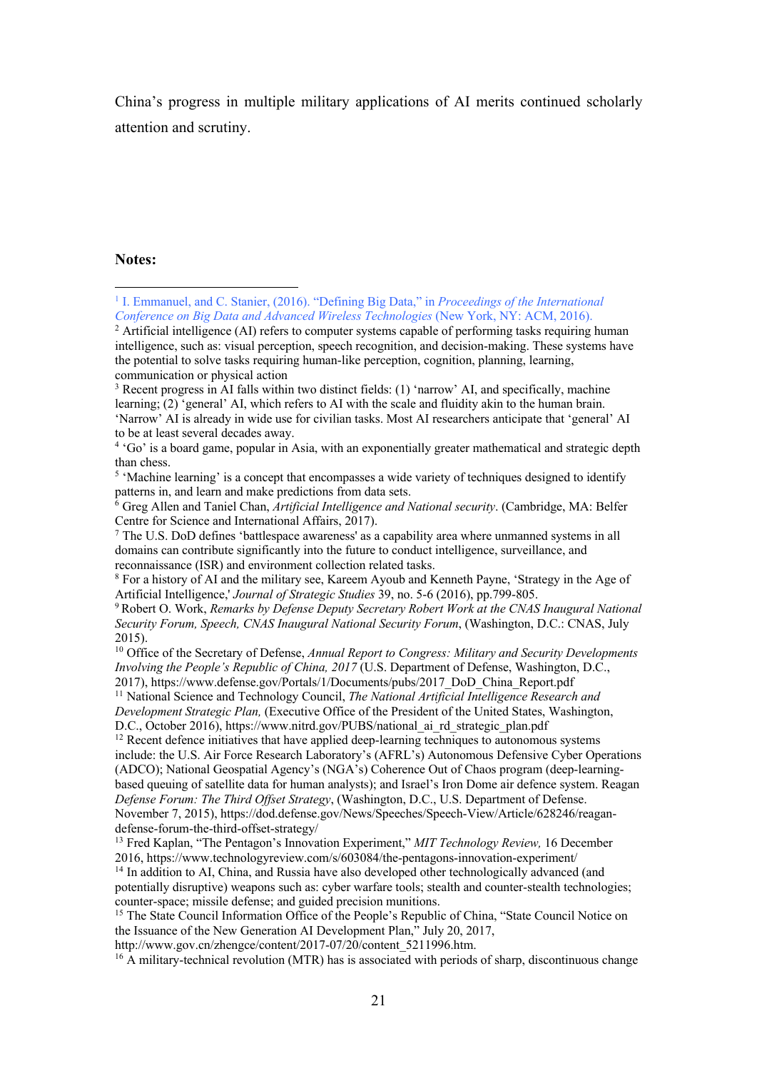China's progress in multiple military applications of AI merits continued scholarly attention and scrutiny.

**Notes:**

[1] I. Emmanuel, and C. Stanier, (2016). "Defining Big Data," in *Proceedings of the International Conference on Big Data and Advanced Wireless Technologies* (New York, NY: ACM, 2016).

[2] Artificial intelligence (AI) refers to computer systems capable of performing tasks requiring human intelligence, such as: visual perception, speech recognition, and decision-making. These systems have the potential to solve tasks requiring human-like perception, cognition, planning, learning, communication or physical action

[3] Recent progress in AI falls within two distinct fields: (1) 'narrow' AI, and specifically, machine learning; (2) 'general' AI, which refers to AI with the scale and fluidity akin to the human brain. 'Narrow' AI is already in wide use for civilian tasks. Most AI researchers anticipate that 'general' AI to be at least several decades away.

[4] 'Go' is a board game, popular in Asia, with an exponentially greater mathematical and strategic depth than chess.

[5] 'Machine learning' is a concept that encompasses a wide variety of techniques designed to identify patterns in, and learn and make predictions from data sets.

[6] Greg Allen and Taniel Chan, *Artificial Intelligence and National security*. (Cambridge, MA: Belfer Centre for Science and International Affairs, 2017).

[7] The U.S. DoD defines 'battlespace awareness' as a capability area where unmanned systems in all domains can contribute significantly into the future to conduct intelligence, surveillance, and reconnaissance (ISR) and environment collection related tasks.

[8] For a history of AI and the military see, Kareem Ayoub and Kenneth Payne, 'Strategy in the Age of Artificial Intelligence,' *Journal of Strategic Studies* 39, no. 5-6 (2016), pp.799-805.

[9] Robert O. Work, *Remarks by Defense Deputy Secretary Robert Work at the CNAS Inaugural National Security Forum, Speech, CNAS Inaugural National Security Forum*, (Washington, D.C.: CNAS, July 2015).

[10] Office of the Secretary of Defense, *Annual Report to Congress: Military and Security Developments Involving the People's Republic of China, 2017* (U.S. Department of Defense, Washington, D.C., 2017), https://www.defense.gov/Portals/1/Documents/pubs/2017_DoD_China_Report.pdf

[11] National Science and Technology Council, *The National Artificial Intelligence Research and Development Strategic Plan,* (Executive Office of the President of the United States, Washington, D.C., October 2016), https://www.nitrd.gov/PUBS/national_ai_rd_strategic_plan.pdf

[12] Recent defence initiatives that have applied deep-learning techniques to autonomous systems include: the U.S. Air Force Research Laboratory's (AFRL's) Autonomous Defensive Cyber Operations (ADCO); National Geospatial Agency's (NGA's) Coherence Out of Chaos program (deep-learning-based queuing of satellite data for human analysts); and Israel's Iron Dome air defence system. Reagan *Defense Forum: The Third Offset Strategy*, (Washington, D.C., U.S. Department of Defense. November 7, 2015), https://dod.defense.gov/News/Speeches/Speech-View/Article/628246/reagan-defense-forum-the-third-offset-strategy/

[13] Fred Kaplan, "The Pentagon's Innovation Experiment," *MIT Technology Review,* 16 December 2016, https://www.technologyreview.com/s/603084/the-pentagons-innovation-experiment/

[14] In addition to AI, China, and Russia have also developed other technologically advanced (and potentially disruptive) weapons such as: cyber warfare tools; stealth and counter-stealth technologies; counter-space; missile defense; and guided precision munitions.

[15] The State Council Information Office of the People's Republic of China, "State Council Notice on the Issuance of the New Generation AI Development Plan," July 20, 2017, http://www.gov.cn/zhengce/content/2017-07/20/content_5211996.htm.

[16] A military-technical revolution (MTR) has is associated with periods of sharp, discontinuous change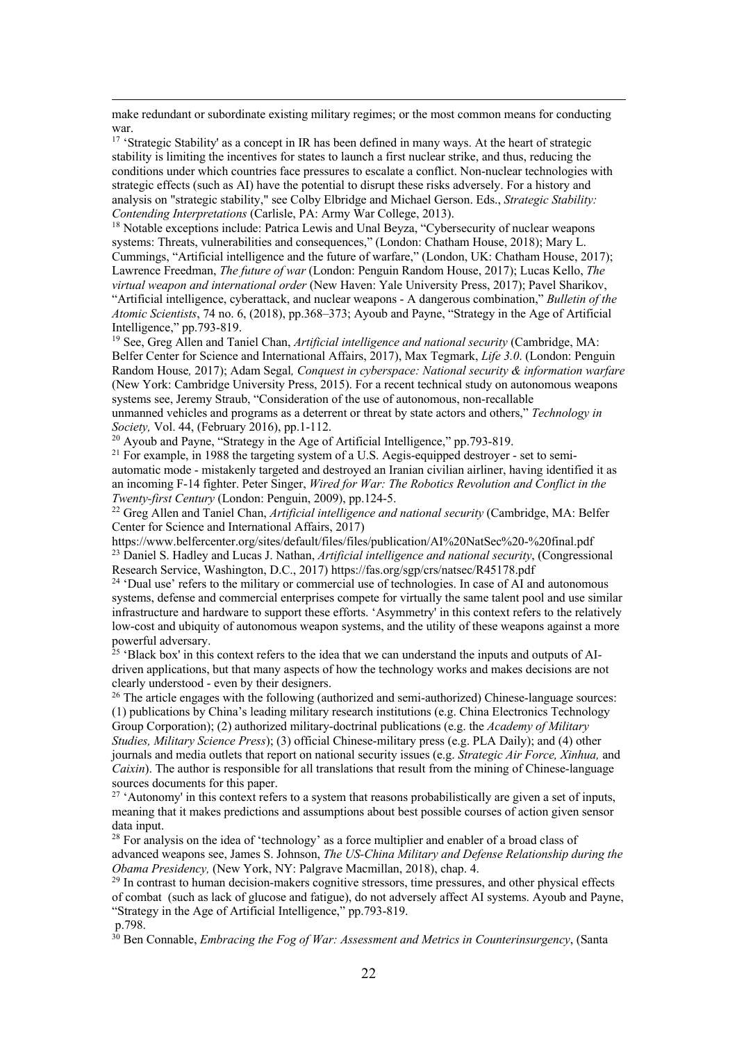make redundant or subordinate existing military regimes; or the most common means for conducting war.

[17] 'Strategic Stability' as a concept in IR has been defined in many ways. At the heart of strategic stability is limiting the incentives for states to launch a first nuclear strike, and thus, reducing the conditions under which countries face pressures to escalate a conflict. Non-nuclear technologies with strategic effects (such as AI) have the potential to disrupt these risks adversely. For a history and analysis on "strategic stability," see Colby Elbridge and Michael Gerson. Eds., *Strategic Stability: Contending Interpretations* (Carlisle, PA: Army War College, 2013).

[18] Notable exceptions include: Patrica Lewis and Unal Beyza, "Cybersecurity of nuclear weapons systems: Threats, vulnerabilities and consequences," (London: Chatham House, 2018); Mary L. Cummings, "Artificial intelligence and the future of warfare," (London, UK: Chatham House, 2017); Lawrence Freedman, *The future of war* (London: Penguin Random House, 2017); Lucas Kello, *The virtual weapon and international order* (New Haven: Yale University Press, 2017); Pavel Sharikov, "Artificial intelligence, cyberattack, and nuclear weapons - A dangerous combination," *Bulletin of the Atomic Scientists*, 74 no. 6, (2018), pp.368–373; Ayoub and Payne, "Strategy in the Age of Artificial Intelligence," pp.793-819.

[19] See, Greg Allen and Taniel Chan, *Artificial intelligence and national security* (Cambridge, MA: Belfer Center for Science and International Affairs, 2017), Max Tegmark, *Life 3.0*. (London: Penguin Random House, 2017); Adam Segal, *Conquest in cyberspace: National security & information warfare* (New York: Cambridge University Press, 2015). For a recent technical study on autonomous weapons systems see, Jeremy Straub, "Consideration of the use of autonomous, non-recallable unmanned vehicles and programs as a deterrent or threat by state actors and others," *Technology in Society,* Vol. 44, (February 2016), pp.1-112.

[20] Ayoub and Payne, "Strategy in the Age of Artificial Intelligence," pp.793-819.

[21] For example, in 1988 the targeting system of a U.S. Aegis-equipped destroyer - set to semi-automatic mode - mistakenly targeted and destroyed an Iranian civilian airliner, having identified it as an incoming F-14 fighter. Peter Singer, *Wired for War: The Robotics Revolution and Conflict in the Twenty-first Century* (London: Penguin, 2009), pp.124-5.

[22] Greg Allen and Taniel Chan, *Artificial intelligence and national security* (Cambridge, MA: Belfer Center for Science and International Affairs, 2017) https://www.belfercenter.org/sites/default/files/files/publication/AI%20NatSec%20-%20final.pdf

[23] Daniel S. Hadley and Lucas J. Nathan, *Artificial intelligence and national security*, (Congressional Research Service, Washington, D.C., 2017) https://fas.org/sgp/crs/natsec/R45178.pdf

[24] 'Dual use' refers to the military or commercial use of technologies. In case of AI and autonomous systems, defense and commercial enterprises compete for virtually the same talent pool and use similar infrastructure and hardware to support these efforts. 'Asymmetry' in this context refers to the relatively low-cost and ubiquity of autonomous weapon systems, and the utility of these weapons against a more powerful adversary.

[25] 'Black box' in this context refers to the idea that we can understand the inputs and outputs of AI-driven applications, but that many aspects of how the technology works and makes decisions are not clearly understood - even by their designers.

[26] The article engages with the following (authorized and semi-authorized) Chinese-language sources: (1) publications by China's leading military research institutions (e.g. China Electronics Technology Group Corporation); (2) authorized military-doctrinal publications (e.g. the *Academy of Military Studies, Military Science Press*); (3) official Chinese-military press (e.g. PLA Daily); and (4) other journals and media outlets that report on national security issues (e.g. *Strategic Air Force, Xinhua,* and *Caixin*). The author is responsible for all translations that result from the mining of Chinese-language sources documents for this paper.

[27] 'Autonomy' in this context refers to a system that reasons probabilistically are given a set of inputs, meaning that it makes predictions and assumptions about best possible courses of action given sensor data input.

[28] For analysis on the idea of 'technology' as a force multiplier and enabler of a broad class of advanced weapons see, James S. Johnson, *The US-China Military and Defense Relationship during the Obama Presidency,* (New York, NY: Palgrave Macmillan, 2018), chap. 4.

[29] In contrast to human decision-makers cognitive stressors, time pressures, and other physical effects of combat (such as lack of glucose and fatigue), do not adversely affect AI systems. Ayoub and Payne, "Strategy in the Age of Artificial Intelligence," pp.793-819.
p.798.

[30] Ben Connable, *Embracing the Fog of War: Assessment and Metrics in Counterinsurgency*, (Santa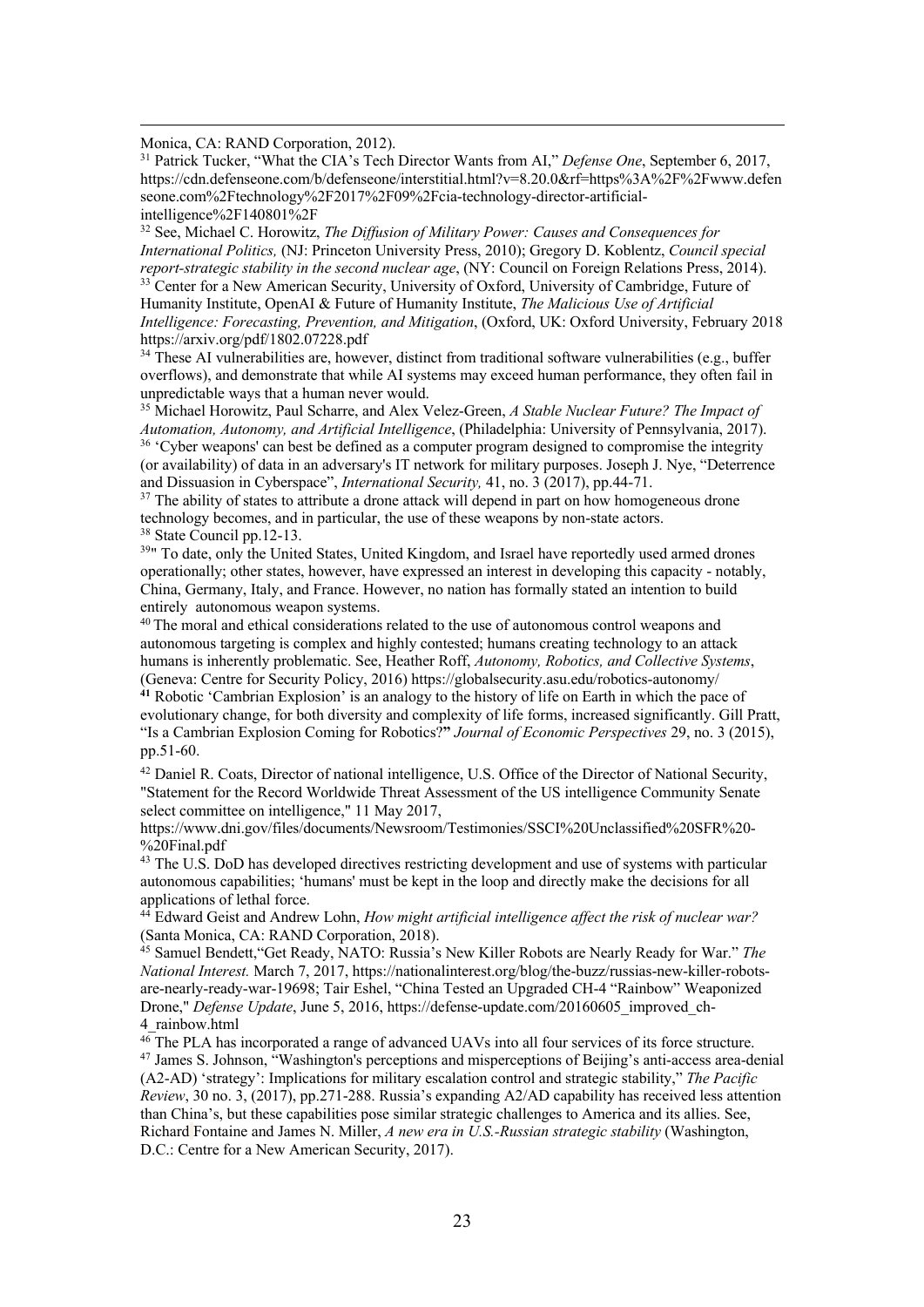Monica, CA: RAND Corporation, 2012).

[31] Patrick Tucker, "What the CIA's Tech Director Wants from AI," *Defense One*, September 6, 2017, https://cdn.defenseone.com/b/defenseone/interstitial.html?v=8.20.0&rf=https%3A%2F%2Fwww.defenseone.com%2Ftechnology%2F2017%2F09%2Fcia-technology-director-artificial-intelligence%2F140801%2F

[32] See, Michael C. Horowitz, *The Diffusion of Military Power: Causes and Consequences for International Politics,* (NJ: Princeton University Press, 2010); Gregory D. Koblentz, *Council special report-strategic stability in the second nuclear age*, (NY: Council on Foreign Relations Press, 2014).

[33] Center for a New American Security, University of Oxford, University of Cambridge, Future of Humanity Institute, OpenAI & Future of Humanity Institute, *The Malicious Use of Artificial Intelligence: Forecasting, Prevention, and Mitigation*, (Oxford, UK: Oxford University, February 2018 https://arxiv.org/pdf/1802.07228.pdf

[34] These AI vulnerabilities are, however, distinct from traditional software vulnerabilities (e.g., buffer overflows), and demonstrate that while AI systems may exceed human performance, they often fail in unpredictable ways that a human never would.

[35] Michael Horowitz, Paul Scharre, and Alex Velez-Green, *A Stable Nuclear Future? The Impact of Automation, Autonomy, and Artificial Intelligence*, (Philadelphia: University of Pennsylvania, 2017).

[36] 'Cyber weapons' can best be defined as a computer program designed to compromise the integrity (or availability) of data in an adversary's IT network for military purposes. Joseph J. Nye, "Deterrence and Dissuasion in Cyberspace", *International Security,* 41, no. 3 (2017), pp.44-71.

[37] The ability of states to attribute a drone attack will depend in part on how homogeneous drone technology becomes, and in particular, the use of these weapons by non-state actors.

[38] State Council pp.12-13.

[39]" To date, only the United States, United Kingdom, and Israel have reportedly used armed drones operationally; other states, however, have expressed an interest in developing this capacity - notably, China, Germany, Italy, and France. However, no nation has formally stated an intention to build entirely autonomous weapon systems.

[40] The moral and ethical considerations related to the use of autonomous control weapons and autonomous targeting is complex and highly contested; humans creating technology to an attack humans is inherently problematic. See, Heather Roff, *Autonomy, Robotics, and Collective Systems*, (Geneva: Centre for Security Policy, 2016) https://globalsecurity.asu.edu/robotics-autonomy/

[41] Robotic 'Cambrian Explosion' is an analogy to the history of life on Earth in which the pace of evolutionary change, for both diversity and complexity of life forms, increased significantly. Gill Pratt, "Is a Cambrian Explosion Coming for Robotics?**"** *Journal of Economic Perspectives* 29, no. 3 (2015), pp.51-60.

[42] Daniel R. Coats, Director of national intelligence, U.S. Office of the Director of National Security, "Statement for the Record Worldwide Threat Assessment of the US intelligence Community Senate select committee on intelligence," 11 May 2017, https://www.dni.gov/files/documents/Newsroom/Testimonies/SSCI%20Unclassified%20SFR%20-%20Final.pdf

[43] The U.S. DoD has developed directives restricting development and use of systems with particular autonomous capabilities; 'humans' must be kept in the loop and directly make the decisions for all applications of lethal force.

[44] Edward Geist and Andrew Lohn, *How might artificial intelligence affect the risk of nuclear war?* (Santa Monica, CA: RAND Corporation, 2018).

[45] Samuel Bendett,"Get Ready, NATO: Russia's New Killer Robots are Nearly Ready for War." *The National Interest.* March 7, 2017, https://nationalinterest.org/blog/the-buzz/russias-new-killer-robots-are-nearly-ready-war-19698; Tair Eshel, "China Tested an Upgraded CH-4 "Rainbow" Weaponized Drone," *Defense Update*, June 5, 2016, https://defense-update.com/20160605_improved_ch-4_rainbow.html

[46] The PLA has incorporated a range of advanced UAVs into all four services of its force structure.

[47] James S. Johnson, "Washington's perceptions and misperceptions of Beijing's anti-access area-denial (A2-AD) 'strategy': Implications for military escalation control and strategic stability," *The Pacific Review*, 30 no. 3, (2017), pp.271-288. Russia's expanding A2/AD capability has received less attention than China's, but these capabilities pose similar strategic challenges to America and its allies. See, Richard Fontaine and James N. Miller, *A new era in U.S.-Russian strategic stability* (Washington, D.C.: Centre for a New American Security, 2017).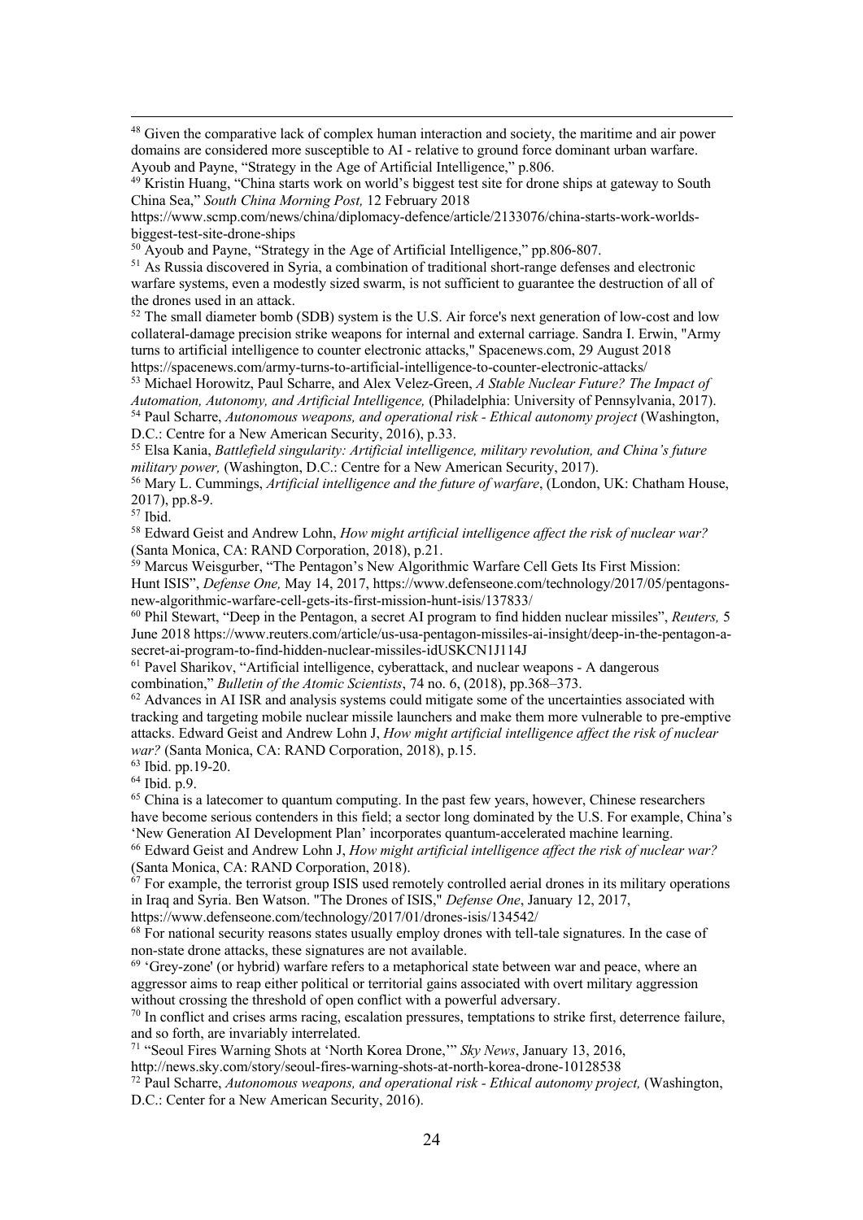[48] Given the comparative lack of complex human interaction and society, the maritime and air power domains are considered more susceptible to AI - relative to ground force dominant urban warfare. Ayoub and Payne, "Strategy in the Age of Artificial Intelligence," p.806.

[49] Kristin Huang, "China starts work on world's biggest test site for drone ships at gateway to South China Sea," *South China Morning Post,* 12 February 2018 https://www.scmp.com/news/china/diplomacy-defence/article/2133076/china-starts-work-worlds-biggest-test-site-drone-ships

[50] Ayoub and Payne, "Strategy in the Age of Artificial Intelligence," pp.806-807.

[51] As Russia discovered in Syria, a combination of traditional short-range defenses and electronic warfare systems, even a modestly sized swarm, is not sufficient to guarantee the destruction of all of the drones used in an attack.

[52] The small diameter bomb (SDB) system is the U.S. Air force's next generation of low-cost and low collateral-damage precision strike weapons for internal and external carriage. Sandra I. Erwin, "Army turns to artificial intelligence to counter electronic attacks," Spacenews.com, 29 August 2018 https://spacenews.com/army-turns-to-artificial-intelligence-to-counter-electronic-attacks/

[53] Michael Horowitz, Paul Scharre, and Alex Velez-Green, *A Stable Nuclear Future? The Impact of Automation, Autonomy, and Artificial Intelligence,* (Philadelphia: University of Pennsylvania, 2017).

[54] Paul Scharre, *Autonomous weapons, and operational risk - Ethical autonomy project* (Washington, D.C.: Centre for a New American Security, 2016), p.33.

[55] Elsa Kania, *Battlefield singularity: Artificial intelligence, military revolution, and China's future military power,* (Washington, D.C.: Centre for a New American Security, 2017).

[56] Mary L. Cummings, *Artificial intelligence and the future of warfare*, (London, UK: Chatham House, 2017), pp.8-9.

[57] Ibid.

[58] Edward Geist and Andrew Lohn, *How might artificial intelligence affect the risk of nuclear war?* (Santa Monica, CA: RAND Corporation, 2018), p.21.

[59] Marcus Weisgurber, "The Pentagon's New Algorithmic Warfare Cell Gets Its First Mission: Hunt ISIS", *Defense One,* May 14, 2017, https://www.defenseone.com/technology/2017/05/pentagons-new-algorithmic-warfare-cell-gets-its-first-mission-hunt-isis/137833/

[60] Phil Stewart, "Deep in the Pentagon, a secret AI program to find hidden nuclear missiles", *Reuters,* 5 June 2018 https://www.reuters.com/article/us-usa-pentagon-missiles-ai-insight/deep-in-the-pentagon-a-secret-ai-program-to-find-hidden-nuclear-missiles-idUSKCN1J114J

[61] Pavel Sharikov, "Artificial intelligence, cyberattack, and nuclear weapons - A dangerous combination," *Bulletin of the Atomic Scientists*, 74 no. 6, (2018), pp.368–373.

[62] Advances in AI ISR and analysis systems could mitigate some of the uncertainties associated with tracking and targeting mobile nuclear missile launchers and make them more vulnerable to pre-emptive attacks. Edward Geist and Andrew Lohn J, *How might artificial intelligence affect the risk of nuclear war?* (Santa Monica, CA: RAND Corporation, 2018), p.15.

[63] Ibid. pp.19-20.

[64] Ibid. p.9.

[65] China is a latecomer to quantum computing. In the past few years, however, Chinese researchers have become serious contenders in this field; a sector long dominated by the U.S. For example, China's 'New Generation AI Development Plan' incorporates quantum-accelerated machine learning.

[66] Edward Geist and Andrew Lohn J, *How might artificial intelligence affect the risk of nuclear war?* (Santa Monica, CA: RAND Corporation, 2018).

[67] For example, the terrorist group ISIS used remotely controlled aerial drones in its military operations in Iraq and Syria. Ben Watson. "The Drones of ISIS," *Defense One*, January 12, 2017, https://www.defenseone.com/technology/2017/01/drones-isis/134542/

[68] For national security reasons states usually employ drones with tell-tale signatures. In the case of non-state drone attacks, these signatures are not available.

[69] 'Grey-zone' (or hybrid) warfare refers to a metaphorical state between war and peace, where an aggressor aims to reap either political or territorial gains associated with overt military aggression without crossing the threshold of open conflict with a powerful adversary.

[70] In conflict and crises arms racing, escalation pressures, temptations to strike first, deterrence failure, and so forth, are invariably interrelated.

[71] "Seoul Fires Warning Shots at 'North Korea Drone,'" *Sky News*, January 13, 2016, http://news.sky.com/story/seoul-fires-warning-shots-at-north-korea-drone-10128538

[72] Paul Scharre, *Autonomous weapons, and operational risk - Ethical autonomy project,* (Washington, D.C.: Center for a New American Security, 2016).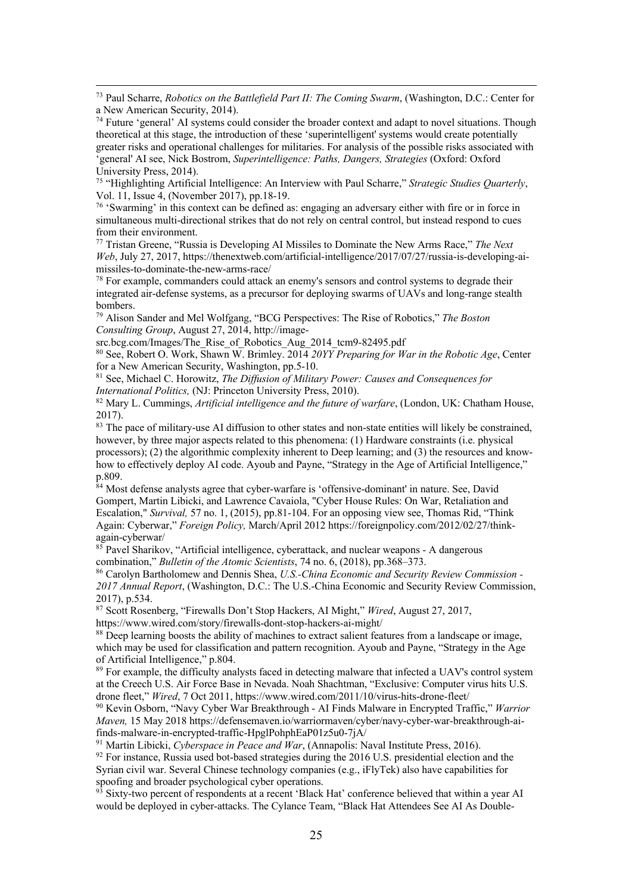[73] Paul Scharre, *Robotics on the Battlefield Part II: The Coming Swarm*, (Washington, D.C.: Center for a New American Security, 2014).

[74] Future 'general' AI systems could consider the broader context and adapt to novel situations. Though theoretical at this stage, the introduction of these 'superintelligent' systems would create potentially greater risks and operational challenges for militaries. For analysis of the possible risks associated with 'general' AI see, Nick Bostrom, *Superintelligence: Paths, Dangers, Strategies* (Oxford: Oxford University Press, 2014).

[75] "Highlighting Artificial Intelligence: An Interview with Paul Scharre," *Strategic Studies Quarterly*, Vol. 11, Issue 4, (November 2017), pp.18-19.

[76] 'Swarming' in this context can be defined as: engaging an adversary either with fire or in force in simultaneous multi-directional strikes that do not rely on central control, but instead respond to cues from their environment.

[77] Tristan Greene, "Russia is Developing AI Missiles to Dominate the New Arms Race," *The Next Web*, July 27, 2017, https://thenextweb.com/artificial-intelligence/2017/07/27/russia-is-developing-ai-missiles-to-dominate-the-new-arms-race/

[78] For example, commanders could attack an enemy's sensors and control systems to degrade their integrated air-defense systems, as a precursor for deploying swarms of UAVs and long-range stealth bombers.

[79] Alison Sander and Mel Wolfgang, "BCG Perspectives: The Rise of Robotics," *The Boston Consulting Group*, August 27, 2014, http://image-src.bcg.com/Images/The_Rise_of_Robotics_Aug_2014_tcm9-82495.pdf

[80] See, Robert O. Work, Shawn W. Brimley. 2014 *20YY Preparing for War in the Robotic Age*, Center for a New American Security, Washington, pp.5-10.

[81] See, Michael C. Horowitz, *The Diffusion of Military Power: Causes and Consequences for International Politics,* (NJ: Princeton University Press, 2010).

[82] Mary L. Cummings, *Artificial intelligence and the future of warfare*, (London, UK: Chatham House, 2017).

[83] The pace of military-use AI diffusion to other states and non-state entities will likely be constrained, however, by three major aspects related to this phenomena: (1) Hardware constraints (i.e. physical processors); (2) the algorithmic complexity inherent to Deep learning; and (3) the resources and know-how to effectively deploy AI code. Ayoub and Payne, "Strategy in the Age of Artificial Intelligence," p.809.

[84] Most defense analysts agree that cyber-warfare is 'offensive-dominant' in nature. See, David Gompert, Martin Libicki, and Lawrence Cavaiola, "Cyber House Rules: On War, Retaliation and Escalation," *Survival,* 57 no. 1, (2015), pp.81-104. For an opposing view see, Thomas Rid, "Think Again: Cyberwar," *Foreign Policy,* March/April 2012 https://foreignpolicy.com/2012/02/27/think-again-cyberwar/

[85] Pavel Sharikov, "Artificial intelligence, cyberattack, and nuclear weapons - A dangerous combination," *Bulletin of the Atomic Scientists*, 74 no. 6, (2018), pp.368–373.

[86] Carolyn Bartholomew and Dennis Shea, *U.S.-China Economic and Security Review Commission - 2017 Annual Report*, (Washington, D.C.: The U.S.-China Economic and Security Review Commission, 2017), p.534.

[87] Scott Rosenberg, "Firewalls Don't Stop Hackers, AI Might," *Wired*, August 27, 2017, https://www.wired.com/story/firewalls-dont-stop-hackers-ai-might/

[88] Deep learning boosts the ability of machines to extract salient features from a landscape or image, which may be used for classification and pattern recognition. Ayoub and Payne, "Strategy in the Age of Artificial Intelligence," p.804.

[89] For example, the difficulty analysts faced in detecting malware that infected a UAV's control system at the Creech U.S. Air Force Base in Nevada. Noah Shachtman, "Exclusive: Computer virus hits U.S. drone fleet," *Wired*, 7 Oct 2011, https://www.wired.com/2011/10/virus-hits-drone-fleet/

[90] Kevin Osborn, "Navy Cyber War Breakthrough - AI Finds Malware in Encrypted Traffic," *Warrior Maven,* 15 May 2018 https://defensemaven.io/warriormaven/cyber/navy-cyber-war-breakthrough-ai-finds-malware-in-encrypted-traffic-HpglPohphEaP01z5u0-7jA/

[91] Martin Libicki, *Cyberspace in Peace and War*, (Annapolis: Naval Institute Press, 2016).

[92] For instance, Russia used bot-based strategies during the 2016 U.S. presidential election and the Syrian civil war. Several Chinese technology companies (e.g., iFlyTek) also have capabilities for spoofing and broader psychological cyber operations.

[93] Sixty-two percent of respondents at a recent 'Black Hat' conference believed that within a year AI would be deployed in cyber-attacks. The Cylance Team, "Black Hat Attendees See AI As Double-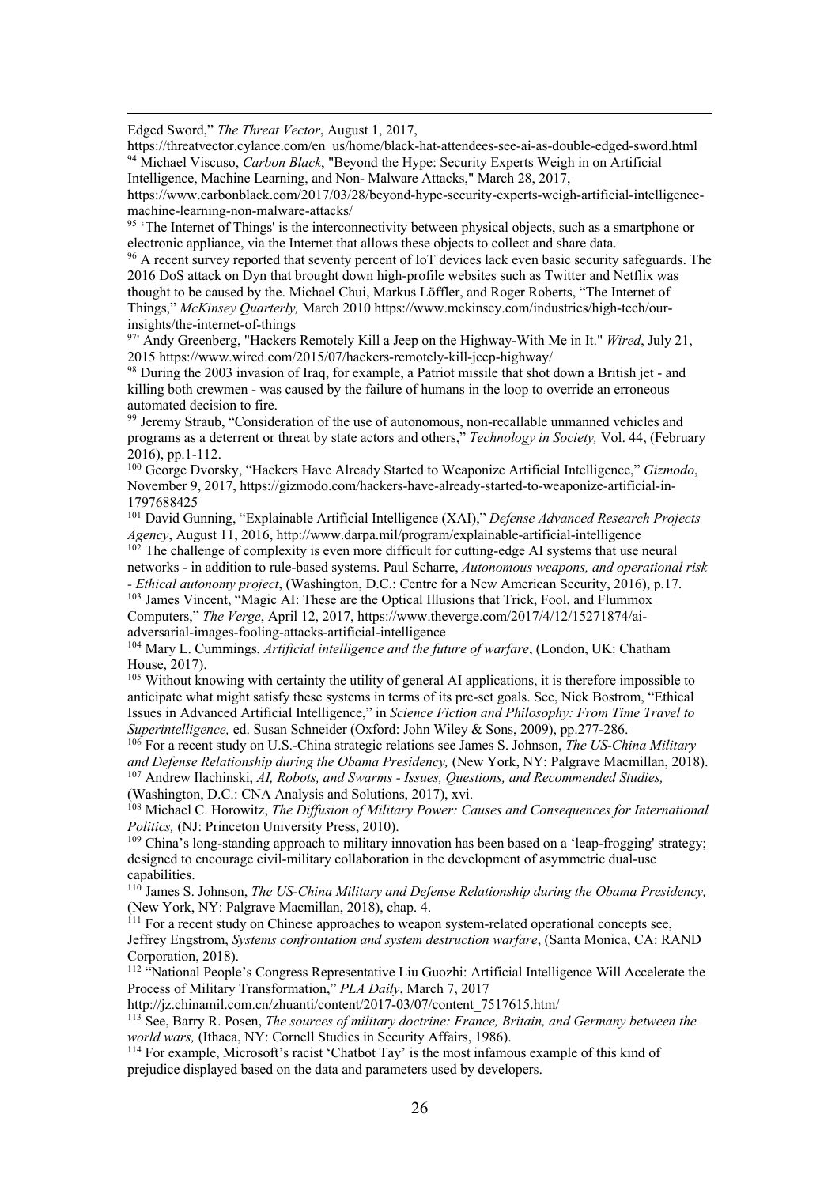Edged Sword," *The Threat Vector*, August 1, 2017, https://threatvector.cylance.com/en_us/home/black-hat-attendees-see-ai-as-double-edged-sword.html

[94] Michael Viscuso, *Carbon Black*, "Beyond the Hype: Security Experts Weigh in on Artificial Intelligence, Machine Learning, and Non- Malware Attacks," March 28, 2017, https://www.carbonblack.com/2017/03/28/beyond-hype-security-experts-weigh-artificial-intelligence-machine-learning-non-malware-attacks/

[95] 'The Internet of Things' is the interconnectivity between physical objects, such as a smartphone or electronic appliance, via the Internet that allows these objects to collect and share data.

[96] A recent survey reported that seventy percent of IoT devices lack even basic security safeguards. The 2016 DoS attack on Dyn that brought down high-profile websites such as Twitter and Netflix was thought to be caused by the. Michael Chui, Markus Löffler, and Roger Roberts, "The Internet of Things," *McKinsey Quarterly,* March 2010 https://www.mckinsey.com/industries/high-tech/our-insights/the-internet-of-things

[97]' Andy Greenberg, "Hackers Remotely Kill a Jeep on the Highway-With Me in It." *Wired*, July 21, 2015 https://www.wired.com/2015/07/hackers-remotely-kill-jeep-highway/

[98] During the 2003 invasion of Iraq, for example, a Patriot missile that shot down a British jet - and killing both crewmen - was caused by the failure of humans in the loop to override an erroneous automated decision to fire.

[99] Jeremy Straub, "Consideration of the use of autonomous, non-recallable unmanned vehicles and programs as a deterrent or threat by state actors and others," *Technology in Society,* Vol. 44, (February 2016), pp.1-112.

[100] George Dvorsky, "Hackers Have Already Started to Weaponize Artificial Intelligence," *Gizmodo*, November 9, 2017, https://gizmodo.com/hackers-have-already-started-to-weaponize-artificial-in-1797688425

[101] David Gunning, "Explainable Artificial Intelligence (XAI)," *Defense Advanced Research Projects Agency*, August 11, 2016, http://www.darpa.mil/program/explainable-artificial-intelligence

[102] The challenge of complexity is even more difficult for cutting-edge AI systems that use neural networks - in addition to rule-based systems. Paul Scharre, *Autonomous weapons, and operational risk - Ethical autonomy project*, (Washington, D.C.: Centre for a New American Security, 2016), p.17.

[103] James Vincent, "Magic AI: These are the Optical Illusions that Trick, Fool, and Flummox Computers," *The Verge*, April 12, 2017, https://www.theverge.com/2017/4/12/15271874/ai-adversarial-images-fooling-attacks-artificial-intelligence

[104] Mary L. Cummings, *Artificial intelligence and the future of warfare*, (London, UK: Chatham House, 2017).

[105] Without knowing with certainty the utility of general AI applications, it is therefore impossible to anticipate what might satisfy these systems in terms of its pre-set goals. See, Nick Bostrom, "Ethical Issues in Advanced Artificial Intelligence," in *Science Fiction and Philosophy: From Time Travel to Superintelligence,* ed. Susan Schneider (Oxford: John Wiley & Sons, 2009), pp.277-286.

[106] For a recent study on U.S.-China strategic relations see James S. Johnson, *The US-China Military and Defense Relationship during the Obama Presidency,* (New York, NY: Palgrave Macmillan, 2018).

[107] Andrew Ilachinski, *AI, Robots, and Swarms - Issues, Questions, and Recommended Studies,* (Washington, D.C.: CNA Analysis and Solutions, 2017), xvi.

[108] Michael C. Horowitz, *The Diffusion of Military Power: Causes and Consequences for International Politics,* (NJ: Princeton University Press, 2010).

[109] China's long-standing approach to military innovation has been based on a 'leap-frogging' strategy; designed to encourage civil-military collaboration in the development of asymmetric dual-use capabilities.

[110] James S. Johnson, *The US-China Military and Defense Relationship during the Obama Presidency,* (New York, NY: Palgrave Macmillan, 2018), chap. 4.

[111] For a recent study on Chinese approaches to weapon system-related operational concepts see, Jeffrey Engstrom, *Systems confrontation and system destruction warfare*, (Santa Monica, CA: RAND Corporation, 2018).

[112] "National People's Congress Representative Liu Guozhi: Artificial Intelligence Will Accelerate the Process of Military Transformation," *PLA Daily*, March 7, 2017 http://jz.chinamil.com.cn/zhuanti/content/2017-03/07/content_7517615.htm/

[113] See, Barry R. Posen, *The sources of military doctrine: France, Britain, and Germany between the world wars,* (Ithaca, NY: Cornell Studies in Security Affairs, 1986).

[114] For example, Microsoft's racist 'Chatbot Tay' is the most infamous example of this kind of prejudice displayed based on the data and parameters used by developers.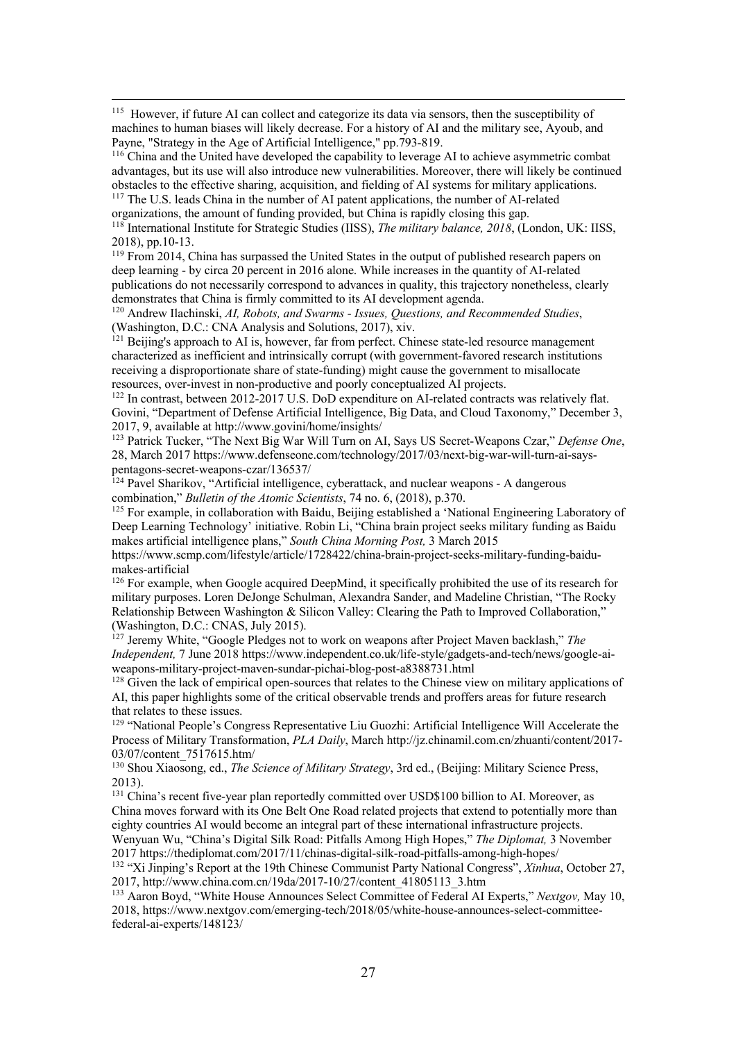[115] However, if future AI can collect and categorize its data via sensors, then the susceptibility of machines to human biases will likely decrease. For a history of AI and the military see, Ayoub, and Payne, "Strategy in the Age of Artificial Intelligence," pp.793-819.

[116] China and the United have developed the capability to leverage AI to achieve asymmetric combat advantages, but its use will also introduce new vulnerabilities. Moreover, there will likely be continued obstacles to the effective sharing, acquisition, and fielding of AI systems for military applications.

[117] The U.S. leads China in the number of AI patent applications, the number of AI-related organizations, the amount of funding provided, but China is rapidly closing this gap.

[118] International Institute for Strategic Studies (IISS), *The military balance, 2018*, (London, UK: IISS, 2018), pp.10-13.

[119] From 2014, China has surpassed the United States in the output of published research papers on deep learning - by circa 20 percent in 2016 alone. While increases in the quantity of AI-related publications do not necessarily correspond to advances in quality, this trajectory nonetheless, clearly demonstrates that China is firmly committed to its AI development agenda.

[120] Andrew Ilachinski, *AI, Robots, and Swarms - Issues, Questions, and Recommended Studies*, (Washington, D.C.: CNA Analysis and Solutions, 2017), xiv.

[121] Beijing's approach to AI is, however, far from perfect. Chinese state-led resource management characterized as inefficient and intrinsically corrupt (with government-favored research institutions receiving a disproportionate share of state-funding) might cause the government to misallocate resources, over-invest in non-productive and poorly conceptualized AI projects.

[122] In contrast, between 2012-2017 U.S. DoD expenditure on AI-related contracts was relatively flat. Govini, "Department of Defense Artificial Intelligence, Big Data, and Cloud Taxonomy," December 3, 2017, 9, available at http://www.govini/home/insights/

[123] Patrick Tucker, "The Next Big War Will Turn on AI, Says US Secret-Weapons Czar," *Defense One*, 28, March 2017 https://www.defenseone.com/technology/2017/03/next-big-war-will-turn-ai-says-pentagons-secret-weapons-czar/136537/

[124] Pavel Sharikov, "Artificial intelligence, cyberattack, and nuclear weapons - A dangerous combination," *Bulletin of the Atomic Scientists*, 74 no. 6, (2018), p.370.

[125] For example, in collaboration with Baidu, Beijing established a 'National Engineering Laboratory of Deep Learning Technology' initiative. Robin Li, "China brain project seeks military funding as Baidu makes artificial intelligence plans," *South China Morning Post,* 3 March 2015 https://www.scmp.com/lifestyle/article/1728422/china-brain-project-seeks-military-funding-baidu-makes-artificial

[126] For example, when Google acquired DeepMind, it specifically prohibited the use of its research for military purposes. Loren DeJonge Schulman, Alexandra Sander, and Madeline Christian, "The Rocky Relationship Between Washington & Silicon Valley: Clearing the Path to Improved Collaboration," (Washington, D.C.: CNAS, July 2015).

[127] Jeremy White, "Google Pledges not to work on weapons after Project Maven backlash," *The Independent,* 7 June 2018 https://www.independent.co.uk/life-style/gadgets-and-tech/news/google-ai-weapons-military-project-maven-sundar-pichai-blog-post-a8388731.html

[128] Given the lack of empirical open-sources that relates to the Chinese view on military applications of AI, this paper highlights some of the critical observable trends and proffers areas for future research that relates to these issues.

[129] "National People's Congress Representative Liu Guozhi: Artificial Intelligence Will Accelerate the Process of Military Transformation, *PLA Daily*, March http://jz.chinamil.com.cn/zhuanti/content/2017-03/07/content_7517615.htm/

[130] Shou Xiaosong, ed., *The Science of Military Strategy*, 3rd ed., (Beijing: Military Science Press, 2013).

[131] China's recent five-year plan reportedly committed over USD$100 billion to AI. Moreover, as China moves forward with its One Belt One Road related projects that extend to potentially more than eighty countries AI would become an integral part of these international infrastructure projects. Wenyuan Wu, "China's Digital Silk Road: Pitfalls Among High Hopes," *The Diplomat,* 3 November 2017 https://thediplomat.com/2017/11/chinas-digital-silk-road-pitfalls-among-high-hopes/

[132] "Xi Jinping's Report at the 19th Chinese Communist Party National Congress", *Xinhua*, October 27, 2017, http://www.china.com.cn/19da/2017-10/27/content_41805113_3.htm

[133] Aaron Boyd, "White House Announces Select Committee of Federal AI Experts," *Nextgov,* May 10, 2018, https://www.nextgov.com/emerging-tech/2018/05/white-house-announces-select-committee-federal-ai-experts/148123/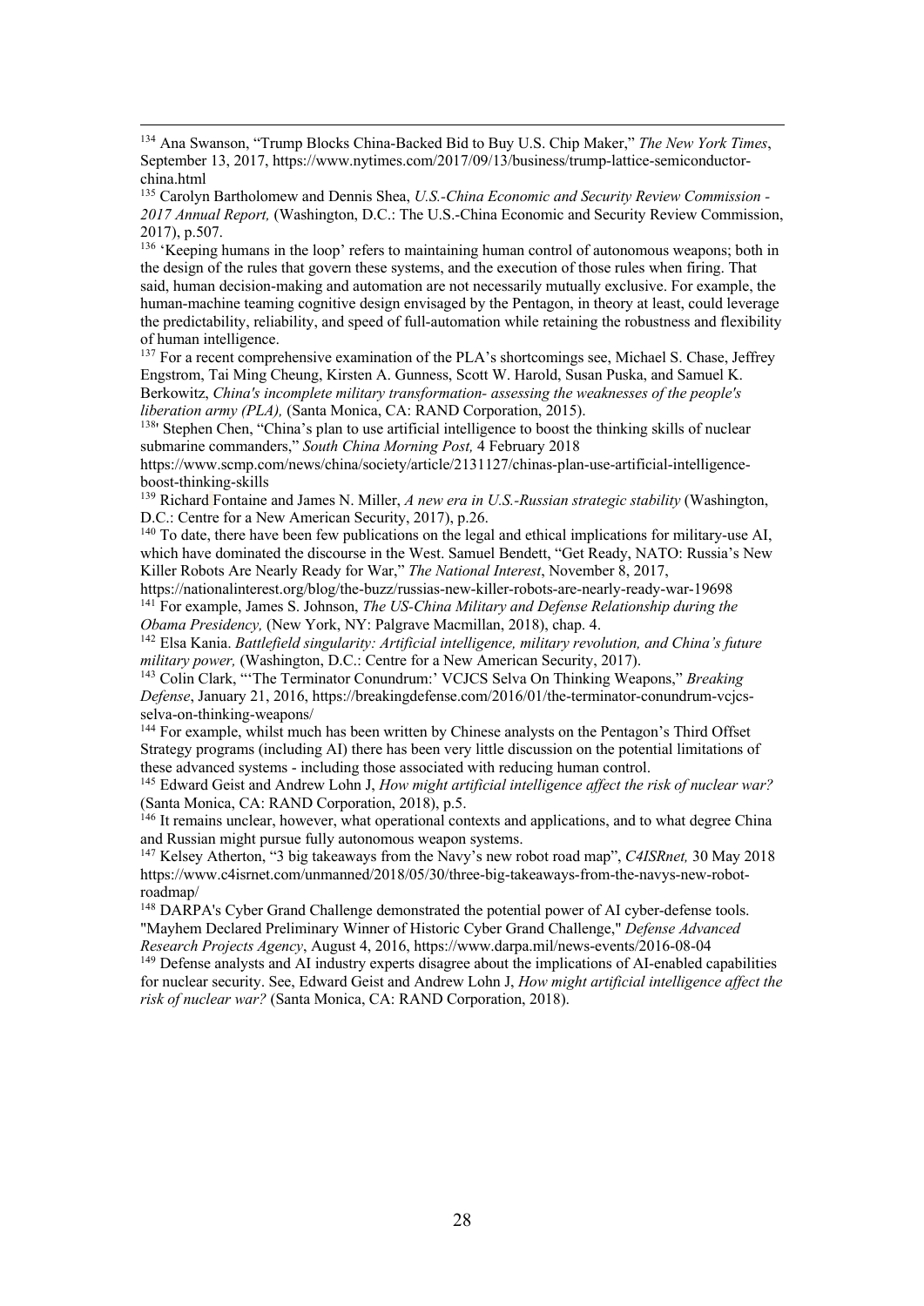[134] Ana Swanson, "Trump Blocks China-Backed Bid to Buy U.S. Chip Maker," *The New York Times*, September 13, 2017, https://www.nytimes.com/2017/09/13/business/trump-lattice-semiconductor-china.html

[135] Carolyn Bartholomew and Dennis Shea, *U.S.-China Economic and Security Review Commission - 2017 Annual Report,* (Washington, D.C.: The U.S.-China Economic and Security Review Commission, 2017), p.507.

[136] 'Keeping humans in the loop' refers to maintaining human control of autonomous weapons; both in the design of the rules that govern these systems, and the execution of those rules when firing. That said, human decision-making and automation are not necessarily mutually exclusive. For example, the human-machine teaming cognitive design envisaged by the Pentagon, in theory at least, could leverage the predictability, reliability, and speed of full-automation while retaining the robustness and flexibility of human intelligence.

[137] For a recent comprehensive examination of the PLA's shortcomings see, Michael S. Chase, Jeffrey Engstrom, Tai Ming Cheung, Kirsten A. Gunness, Scott W. Harold, Susan Puska, and Samuel K. Berkowitz, *China's incomplete military transformation- assessing the weaknesses of the people's liberation army (PLA),* (Santa Monica, CA: RAND Corporation, 2015).

[138]' Stephen Chen, "China's plan to use artificial intelligence to boost the thinking skills of nuclear submarine commanders," *South China Morning Post,* 4 February 2018 https://www.scmp.com/news/china/society/article/2131127/chinas-plan-use-artificial-intelligence-boost-thinking-skills

[139] Richard Fontaine and James N. Miller, *A new era in U.S.-Russian strategic stability* (Washington, D.C.: Centre for a New American Security, 2017), p.26.

[140] To date, there have been few publications on the legal and ethical implications for military-use AI, which have dominated the discourse in the West. Samuel Bendett, "Get Ready, NATO: Russia's New Killer Robots Are Nearly Ready for War," *The National Interest*, November 8, 2017, https://nationalinterest.org/blog/the-buzz/russias-new-killer-robots-are-nearly-ready-war-19698

[141] For example, James S. Johnson, *The US-China Military and Defense Relationship during the Obama Presidency,* (New York, NY: Palgrave Macmillan, 2018), chap. 4.

[142] Elsa Kania. *Battlefield singularity: Artificial intelligence, military revolution, and China's future military power,* (Washington, D.C.: Centre for a New American Security, 2017).

[143] Colin Clark, "'The Terminator Conundrum:' VCJCS Selva On Thinking Weapons," *Breaking Defense*, January 21, 2016, https://breakingdefense.com/2016/01/the-terminator-conundrum-vcjcs-selva-on-thinking-weapons/

[144] For example, whilst much has been written by Chinese analysts on the Pentagon's Third Offset Strategy programs (including AI) there has been very little discussion on the potential limitations of these advanced systems - including those associated with reducing human control.

[145] Edward Geist and Andrew Lohn J, *How might artificial intelligence affect the risk of nuclear war?* (Santa Monica, CA: RAND Corporation, 2018), p.5.

[146] It remains unclear, however, what operational contexts and applications, and to what degree China and Russian might pursue fully autonomous weapon systems.

[147] Kelsey Atherton, "3 big takeaways from the Navy's new robot road map", *C4ISRnet,* 30 May 2018 https://www.c4isrnet.com/unmanned/2018/05/30/three-big-takeaways-from-the-navys-new-robot-roadmap/

[148] DARPA's Cyber Grand Challenge demonstrated the potential power of AI cyber-defense tools. "Mayhem Declared Preliminary Winner of Historic Cyber Grand Challenge," *Defense Advanced Research Projects Agency*, August 4, 2016, https://www.darpa.mil/news-events/2016-08-04

[149] Defense analysts and AI industry experts disagree about the implications of AI-enabled capabilities for nuclear security. See, Edward Geist and Andrew Lohn J, *How might artificial intelligence affect the risk of nuclear war?* (Santa Monica, CA: RAND Corporation, 2018).